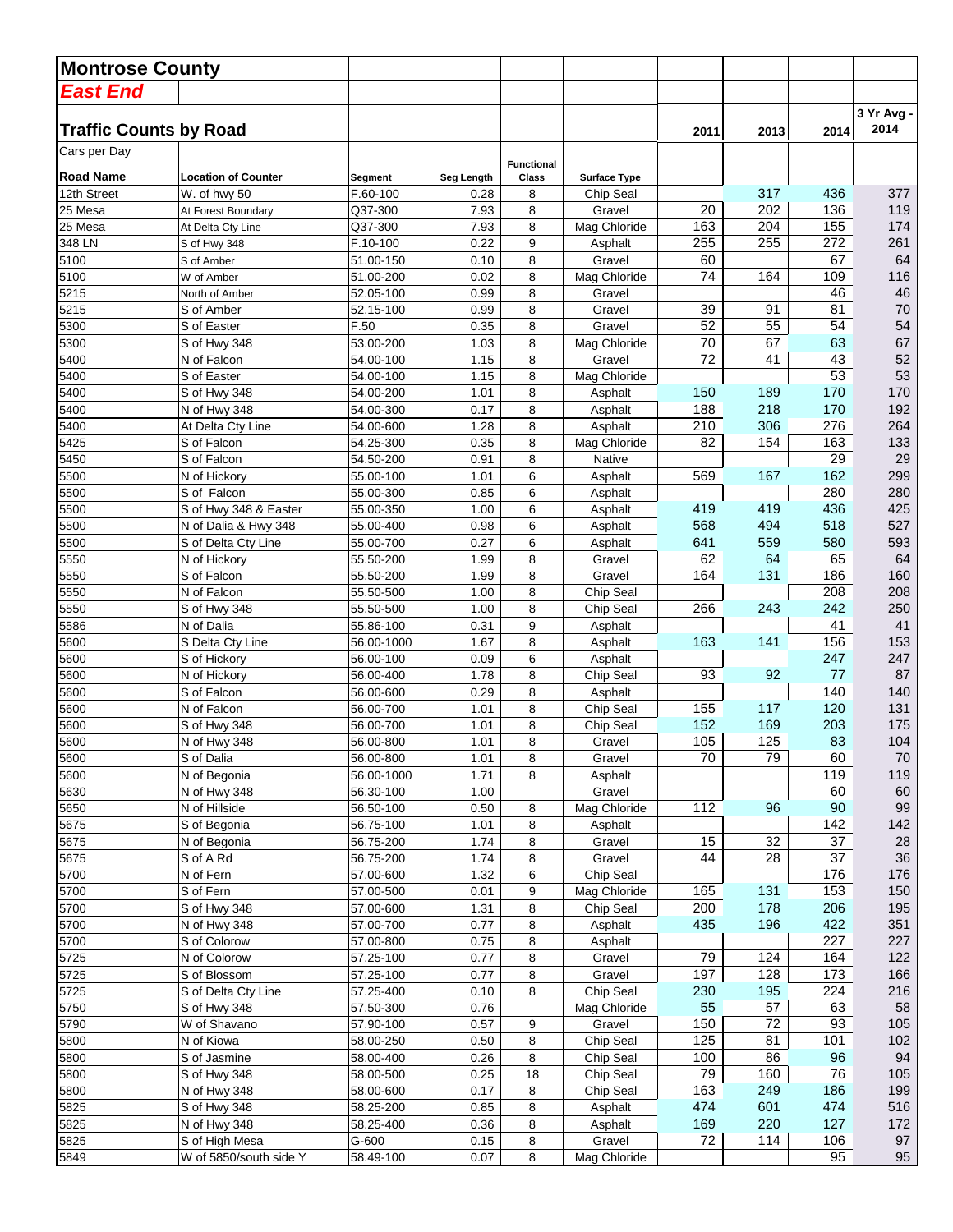# Montrose County

## *East End*

### Traffic Counts by Road

Cars per Day

| Road Name | Location of Counter | Segment | Seg Length | Functional Class | Surface Type | 2011 | 2013 | 2014 | 3 Yr Avg - 2014 |
|---|---|---|---|---|---|---|---|---|---|
| 12th Street | W. of hwy 50 | F.60-100 | 0.28 | 8 | Chip Seal | | 317 | 436 | 377 |
| 25 Mesa | At Forest Boundary | Q37-300 | 7.93 | 8 | Gravel | 20 | 202 | 136 | 119 |
| 25 Mesa | At Delta Cty Line | Q37-300 | 7.93 | 8 | Mag Chloride | 163 | 204 | 155 | 174 |
| 348 LN | S of Hwy 348 | F.10-100 | 0.22 | 9 | Asphalt | 255 | 255 | 272 | 261 |
| 5100 | S of Amber | 51.00-150 | 0.10 | 8 | Gravel | 60 | | 67 | 64 |
| 5100 | W of Amber | 51.00-200 | 0.02 | 8 | Mag Chloride | 74 | 164 | 109 | 116 |
| 5215 | North of Amber | 52.05-100 | 0.99 | 8 | Gravel | | | 46 | 46 |
| 5215 | S of Amber | 52.15-100 | 0.99 | 8 | Gravel | 39 | 91 | 81 | 70 |
| 5300 | S of Easter | F.50 | 0.35 | 8 | Gravel | 52 | 55 | 54 | 54 |
| 5300 | S of Hwy 348 | 53.00-200 | 1.03 | 8 | Mag Chloride | 70 | 67 | 63 | 67 |
| 5400 | N of Falcon | 54.00-100 | 1.15 | 8 | Gravel | 72 | 41 | 43 | 52 |
| 5400 | S of Easter | 54.00-100 | 1.15 | 8 | Mag Chloride | | | 53 | 53 |
| 5400 | S of Hwy 348 | 54.00-200 | 1.01 | 8 | Asphalt | 150 | 189 | 170 | 170 |
| 5400 | N of Hwy 348 | 54.00-300 | 0.17 | 8 | Asphalt | 188 | 218 | 170 | 192 |
| 5400 | At Delta Cty Line | 54.00-600 | 1.28 | 8 | Asphalt | 210 | 306 | 276 | 264 |
| 5425 | S of Falcon | 54.25-300 | 0.35 | 8 | Mag Chloride | 82 | 154 | 163 | 133 |
| 5450 | S of Falcon | 54.50-200 | 0.91 | 8 | Native | | | 29 | 29 |
| 5500 | N of Hickory | 55.00-100 | 1.01 | 6 | Asphalt | 569 | 167 | 162 | 299 |
| 5500 | S of Falcon | 55.00-300 | 0.85 | 6 | Asphalt | | | 280 | 280 |
| 5500 | S of Hwy 348 & Easter | 55.00-350 | 1.00 | 6 | Asphalt | 419 | 419 | 436 | 425 |
| 5500 | N of Dalia & Hwy 348 | 55.00-400 | 0.98 | 6 | Asphalt | 568 | 494 | 518 | 527 |
| 5500 | S of Delta Cty Line | 55.00-700 | 0.27 | 6 | Asphalt | 641 | 559 | 580 | 593 |
| 5550 | N of Hickory | 55.50-200 | 1.99 | 8 | Gravel | 62 | 64 | 65 | 64 |
| 5550 | S of Falcon | 55.50-200 | 1.99 | 8 | Gravel | 164 | 131 | 186 | 160 |
| 5550 | N of Falcon | 55.50-500 | 1.00 | 8 | Chip Seal | | | 208 | 208 |
| 5550 | S of Hwy 348 | 55.50-500 | 1.00 | 8 | Chip Seal | 266 | 243 | 242 | 250 |
| 5586 | N of Dalia | 55.86-100 | 0.31 | 9 | Asphalt | | | 41 | 41 |
| 5600 | S Delta Cty Line | 56.00-1000 | 1.67 | 8 | Asphalt | 163 | 141 | 156 | 153 |
| 5600 | S of Hickory | 56.00-100 | 0.09 | 6 | Asphalt | | | 247 | 247 |
| 5600 | N of Hickory | 56.00-400 | 1.78 | 8 | Chip Seal | 93 | 92 | 77 | 87 |
| 5600 | S of Falcon | 56.00-600 | 0.29 | 8 | Asphalt | | | 140 | 140 |
| 5600 | N of Falcon | 56.00-700 | 1.01 | 8 | Chip Seal | 155 | 117 | 120 | 131 |
| 5600 | S of Hwy 348 | 56.00-700 | 1.01 | 8 | Chip Seal | 152 | 169 | 203 | 175 |
| 5600 | N of Hwy 348 | 56.00-800 | 1.01 | 8 | Gravel | 105 | 125 | 83 | 104 |
| 5600 | S of Dalia | 56.00-800 | 1.01 | 8 | Gravel | 70 | 79 | 60 | 70 |
| 5600 | N of Begonia | 56.00-1000 | 1.71 | 8 | Asphalt | | | 119 | 119 |
| 5630 | N of Hwy 348 | 56.30-100 | 1.00 | | Gravel | | | 60 | 60 |
| 5650 | N of Hillside | 56.50-100 | 0.50 | 8 | Mag Chloride | 112 | 96 | 90 | 99 |
| 5675 | S of Begonia | 56.75-100 | 1.01 | 8 | Asphalt | | | 142 | 142 |
| 5675 | N of Begonia | 56.75-200 | 1.74 | 8 | Gravel | 15 | 32 | 37 | 28 |
| 5675 | S of A Rd | 56.75-200 | 1.74 | 8 | Gravel | 44 | 28 | 37 | 36 |
| 5700 | N of Fern | 57.00-600 | 1.32 | 6 | Chip Seal | | | 176 | 176 |
| 5700 | S of Fern | 57.00-500 | 0.01 | 9 | Mag Chloride | 165 | 131 | 153 | 150 |
| 5700 | S of Hwy 348 | 57.00-600 | 1.31 | 8 | Chip Seal | 200 | 178 | 206 | 195 |
| 5700 | N of Hwy 348 | 57.00-700 | 0.77 | 8 | Asphalt | 435 | 196 | 422 | 351 |
| 5700 | S of Colorow | 57.00-800 | 0.75 | 8 | Asphalt | | | 227 | 227 |
| 5725 | N of Colorow | 57.25-100 | 0.77 | 8 | Gravel | 79 | 124 | 164 | 122 |
| 5725 | S of Blossom | 57.25-100 | 0.77 | 8 | Gravel | 197 | 128 | 173 | 166 |
| 5725 | S of Delta Cty Line | 57.25-400 | 0.10 | 8 | Chip Seal | 230 | 195 | 224 | 216 |
| 5750 | S of Hwy 348 | 57.50-300 | 0.76 | | Mag Chloride | 55 | 57 | 63 | 58 |
| 5790 | W of Shavano | 57.90-100 | 0.57 | 9 | Gravel | 150 | 72 | 93 | 105 |
| 5800 | N of Kiowa | 58.00-250 | 0.50 | 8 | Chip Seal | 125 | 81 | 101 | 102 |
| 5800 | S of Jasmine | 58.00-400 | 0.26 | 8 | Chip Seal | 100 | 86 | 96 | 94 |
| 5800 | S of Hwy 348 | 58.00-500 | 0.25 | 18 | Chip Seal | 79 | 160 | 76 | 105 |
| 5800 | N of Hwy 348 | 58.00-600 | 0.17 | 8 | Chip Seal | 163 | 249 | 186 | 199 |
| 5825 | S of Hwy 348 | 58.25-200 | 0.85 | 8 | Asphalt | 474 | 601 | 474 | 516 |
| 5825 | N of Hwy 348 | 58.25-400 | 0.36 | 8 | Asphalt | 169 | 220 | 127 | 172 |
| 5825 | S of High Mesa | G-600 | 0.15 | 8 | Gravel | 72 | 114 | 106 | 97 |
| 5849 | W of 5850/south side Y | 58.49-100 | 0.07 | 8 | Mag Chloride | | | 95 | 95 |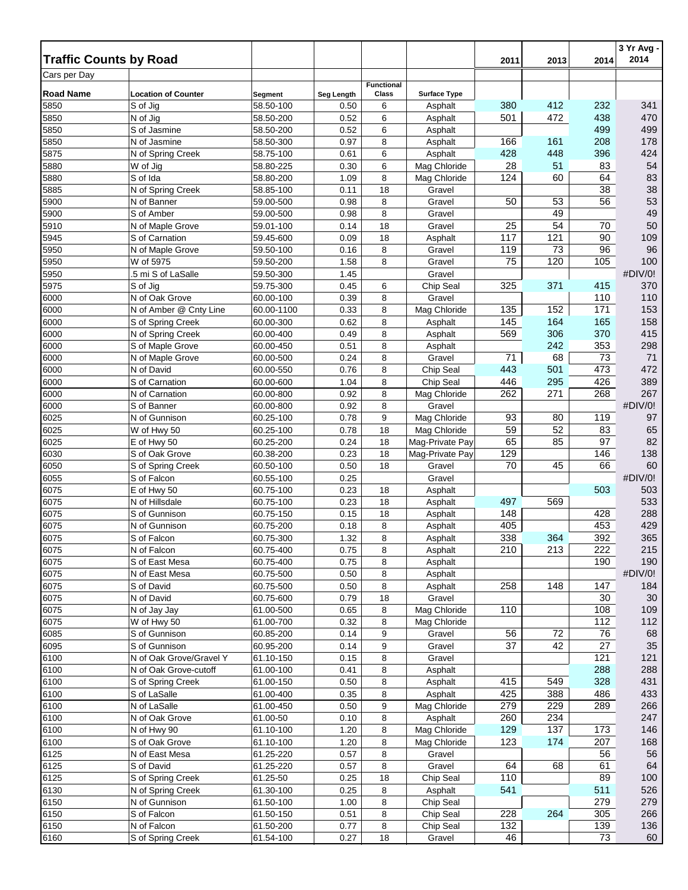## Traffic Counts by Road

Cars per Day

| Road Name | Location of Counter | Segment | Seg Length | Functional Class | Surface Type | 2011 | 2013 | 2014 | 3 Yr Avg - 2014 |
|---|---|---|---|---|---|---|---|---|---|
| 5850 | S of Jig | 58.50-100 | 0.50 | 6 | Asphalt | 380 | 412 | 232 | 341 |
| 5850 | N of Jig | 58.50-200 | 0.52 | 6 | Asphalt | 501 | 472 | 438 | 470 |
| 5850 | S of Jasmine | 58.50-200 | 0.52 | 6 | Asphalt | | | 499 | 499 |
| 5850 | N of Jasmine | 58.50-300 | 0.97 | 8 | Asphalt | 166 | 161 | 208 | 178 |
| 5875 | N of Spring Creek | 58.75-100 | 0.61 | 6 | Asphalt | 428 | 448 | 396 | 424 |
| 5880 | W of Jig | 58.80-225 | 0.30 | 6 | Mag Chloride | 28 | 51 | 83 | 54 |
| 5880 | S of Ida | 58.80-200 | 1.09 | 8 | Mag Chloride | 124 | 60 | 64 | 83 |
| 5885 | N of Spring Creek | 58.85-100 | 0.11 | 18 | Gravel | | | 38 | 38 |
| 5900 | N of Banner | 59.00-500 | 0.98 | 8 | Gravel | 50 | 53 | 56 | 53 |
| 5900 | S of Amber | 59.00-500 | 0.98 | 8 | Gravel | | 49 | | 49 |
| 5910 | N of Maple Grove | 59.01-100 | 0.14 | 18 | Gravel | 25 | 54 | 70 | 50 |
| 5945 | S of Carnation | 59.45-600 | 0.09 | 18 | Asphalt | 117 | 121 | 90 | 109 |
| 5950 | N of Maple Grove | 59.50-100 | 0.16 | 8 | Gravel | 119 | 73 | 96 | 96 |
| 5950 | W of 5975 | 59.50-200 | 1.58 | 8 | Gravel | 75 | 120 | 105 | 100 |
| 5950 | .5 mi S of LaSalle | 59.50-300 | 1.45 | | Gravel | | | | #DIV/0! |
| 5975 | S of Jig | 59.75-300 | 0.45 | 6 | Chip Seal | 325 | 371 | 415 | 370 |
| 6000 | N of Oak Grove | 60.00-100 | 0.39 | 8 | Gravel | | | 110 | 110 |
| 6000 | N of Amber @ Cnty Line | 60.00-1100 | 0.33 | 8 | Mag Chloride | 135 | 152 | 171 | 153 |
| 6000 | S of Spring Creek | 60.00-300 | 0.62 | 8 | Asphalt | 145 | 164 | 165 | 158 |
| 6000 | N of Spring Creek | 60.00-400 | 0.49 | 8 | Asphalt | 569 | 306 | 370 | 415 |
| 6000 | S of Maple Grove | 60.00-450 | 0.51 | 8 | Asphalt | | 242 | 353 | 298 |
| 6000 | N of Maple Grove | 60.00-500 | 0.24 | 8 | Gravel | 71 | 68 | 73 | 71 |
| 6000 | N of David | 60.00-550 | 0.76 | 8 | Chip Seal | 443 | 501 | 473 | 472 |
| 6000 | S of Carnation | 60.00-600 | 1.04 | 8 | Chip Seal | 446 | 295 | 426 | 389 |
| 6000 | N of Carnation | 60.00-800 | 0.92 | 8 | Mag Chloride | 262 | 271 | 268 | 267 |
| 6000 | S of Banner | 60.00-800 | 0.92 | 8 | Gravel | | | | #DIV/0! |
| 6025 | N of Gunnison | 60.25-100 | 0.78 | 9 | Mag Chloride | 93 | 80 | 119 | 97 |
| 6025 | W of Hwy 50 | 60.25-100 | 0.78 | 18 | Mag Chloride | 59 | 52 | 83 | 65 |
| 6025 | E of Hwy 50 | 60.25-200 | 0.24 | 18 | Mag-Private Pay | 65 | 85 | 97 | 82 |
| 6030 | S of Oak Grove | 60.38-200 | 0.23 | 18 | Mag-Private Pay | 129 | | 146 | 138 |
| 6050 | S of Spring Creek | 60.50-100 | 0.50 | 18 | Gravel | 70 | 45 | 66 | 60 |
| 6055 | S of Falcon | 60.55-100 | 0.25 | | Gravel | | | | #DIV/0! |
| 6075 | E of Hwy 50 | 60.75-100 | 0.23 | 18 | Asphalt | | | 503 | 503 |
| 6075 | N of Hillsdale | 60.75-100 | 0.23 | 18 | Asphalt | 497 | 569 | | 533 |
| 6075 | S of Gunnison | 60.75-150 | 0.15 | 18 | Asphalt | 148 | | 428 | 288 |
| 6075 | N of Gunnison | 60.75-200 | 0.18 | 8 | Asphalt | 405 | | 453 | 429 |
| 6075 | S of Falcon | 60.75-300 | 1.32 | 8 | Asphalt | 338 | 364 | 392 | 365 |
| 6075 | N of Falcon | 60.75-400 | 0.75 | 8 | Asphalt | 210 | 213 | 222 | 215 |
| 6075 | S of East Mesa | 60.75-400 | 0.75 | 8 | Asphalt | | | 190 | 190 |
| 6075 | N of East Mesa | 60.75-500 | 0.50 | 8 | Asphalt | | | | #DIV/0! |
| 6075 | S of David | 60.75-500 | 0.50 | 8 | Asphalt | 258 | 148 | 147 | 184 |
| 6075 | N of David | 60.75-600 | 0.79 | 18 | Gravel | | | 30 | 30 |
| 6075 | N of Jay Jay | 61.00-500 | 0.65 | 8 | Mag Chloride | 110 | | 108 | 109 |
| 6075 | W of Hwy 50 | 61.00-700 | 0.32 | 8 | Mag Chloride | | | 112 | 112 |
| 6085 | S of Gunnison | 60.85-200 | 0.14 | 9 | Gravel | 56 | 72 | 76 | 68 |
| 6095 | S of Gunnison | 60.95-200 | 0.14 | 9 | Gravel | 37 | 42 | 27 | 35 |
| 6100 | N of Oak Grove/Gravel Y | 61.10-150 | 0.15 | 8 | Gravel | | | 121 | 121 |
| 6100 | N of Oak Grove-cutoff | 61.00-100 | 0.41 | 8 | Asphalt | | | 288 | 288 |
| 6100 | S of Spring Creek | 61.00-150 | 0.50 | 8 | Asphalt | 415 | 549 | 328 | 431 |
| 6100 | S of LaSalle | 61.00-400 | 0.35 | 8 | Asphalt | 425 | 388 | 486 | 433 |
| 6100 | N of LaSalle | 61.00-450 | 0.50 | 9 | Mag Chloride | 279 | 229 | 289 | 266 |
| 6100 | N of Oak Grove | 61.00-50 | 0.10 | 8 | Asphalt | 260 | 234 | | 247 |
| 6100 | N of Hwy 90 | 61.10-100 | 1.20 | 8 | Mag Chloride | 129 | 137 | 173 | 146 |
| 6100 | S of Oak Grove | 61.10-100 | 1.20 | 8 | Mag Chloride | 123 | 174 | 207 | 168 |
| 6125 | N of East Mesa | 61.25-220 | 0.57 | 8 | Gravel | | | 56 | 56 |
| 6125 | S of David | 61.25-220 | 0.57 | 8 | Gravel | 64 | 68 | 61 | 64 |
| 6125 | S of Spring Creek | 61.25-50 | 0.25 | 18 | Chip Seal | 110 | | 89 | 100 |
| 6130 | N of Spring Creek | 61.30-100 | 0.25 | 8 | Asphalt | 541 | | 511 | 526 |
| 6150 | N of Gunnison | 61.50-100 | 1.00 | 8 | Chip Seal | | | 279 | 279 |
| 6150 | S of Falcon | 61.50-150 | 0.51 | 8 | Chip Seal | 228 | 264 | 305 | 266 |
| 6150 | N of Falcon | 61.50-200 | 0.77 | 8 | Chip Seal | 132 | | 139 | 136 |
| 6160 | S of Spring Creek | 61.54-100 | 0.27 | 18 | Gravel | 46 | | 73 | 60 |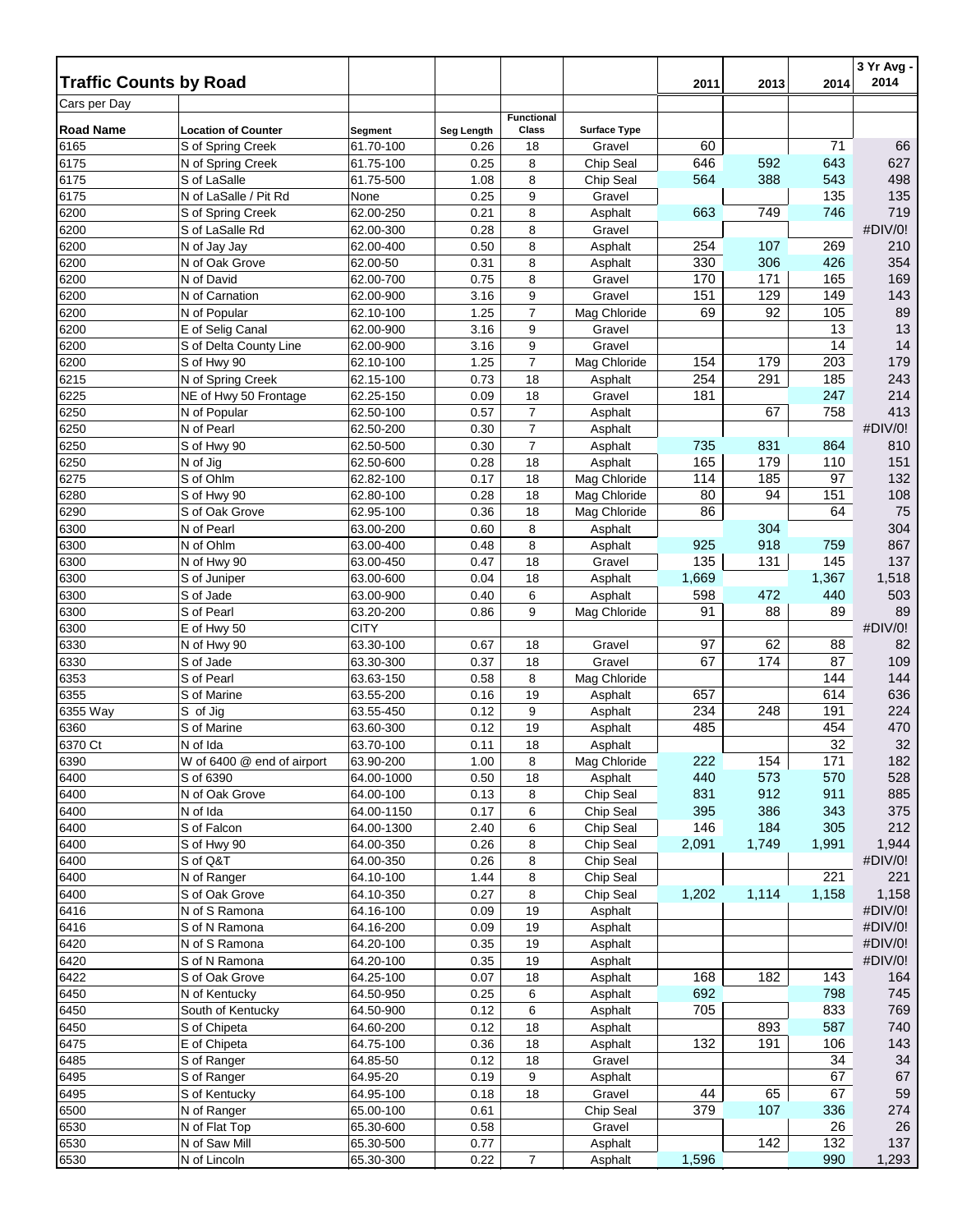## Traffic Counts by Road

Cars per Day

| Road Name | Location of Counter | Segment | Seg Length | Functional Class | Surface Type | 2011 | 2013 | 2014 | 3 Yr Avg - 2014 |
|---|---|---|---|---|---|---|---|---|---|
| 6165 | S of Spring Creek | 61.70-100 | 0.26 | 18 | Gravel | 60 | | 71 | 66 |
| 6175 | N of Spring Creek | 61.75-100 | 0.25 | 8 | Chip Seal | 646 | 592 | 643 | 627 |
| 6175 | S of LaSalle | 61.75-500 | 1.08 | 8 | Chip Seal | 564 | 388 | 543 | 498 |
| 6175 | N of LaSalle / Pit Rd | None | 0.25 | 9 | Gravel | | | 135 | 135 |
| 6200 | S of Spring Creek | 62.00-250 | 0.21 | 8 | Asphalt | 663 | 749 | 746 | 719 |
| 6200 | S of LaSalle Rd | 62.00-300 | 0.28 | 8 | Gravel | | | | #DIV/0! |
| 6200 | N of Jay Jay | 62.00-400 | 0.50 | 8 | Asphalt | 254 | 107 | 269 | 210 |
| 6200 | N of Oak Grove | 62.00-50 | 0.31 | 8 | Asphalt | 330 | 306 | 426 | 354 |
| 6200 | N of David | 62.00-700 | 0.75 | 8 | Gravel | 170 | 171 | 165 | 169 |
| 6200 | N of Carnation | 62.00-900 | 3.16 | 9 | Gravel | 151 | 129 | 149 | 143 |
| 6200 | N of Popular | 62.10-100 | 1.25 | 7 | Mag Chloride | 69 | 92 | 105 | 89 |
| 6200 | E of Selig Canal | 62.00-900 | 3.16 | 9 | Gravel | | | 13 | 13 |
| 6200 | S of Delta County Line | 62.00-900 | 3.16 | 9 | Gravel | | | 14 | 14 |
| 6200 | S of Hwy 90 | 62.10-100 | 1.25 | 7 | Mag Chloride | 154 | 179 | 203 | 179 |
| 6215 | N of Spring Creek | 62.15-100 | 0.73 | 18 | Asphalt | 254 | 291 | 185 | 243 |
| 6225 | NE of Hwy 50 Frontage | 62.25-150 | 0.09 | 18 | Gravel | 181 | | 247 | 214 |
| 6250 | N of Popular | 62.50-100 | 0.57 | 7 | Asphalt | | 67 | 758 | 413 |
| 6250 | N of Pearl | 62.50-200 | 0.30 | 7 | Asphalt | | | | #DIV/0! |
| 6250 | S of Hwy 90 | 62.50-500 | 0.30 | 7 | Asphalt | 735 | 831 | 864 | 810 |
| 6250 | N of Jig | 62.50-600 | 0.28 | 18 | Asphalt | 165 | 179 | 110 | 151 |
| 6275 | S of Ohlm | 62.82-100 | 0.17 | 18 | Mag Chloride | 114 | 185 | 97 | 132 |
| 6280 | S of Hwy 90 | 62.80-100 | 0.28 | 18 | Mag Chloride | 80 | 94 | 151 | 108 |
| 6290 | S of Oak Grove | 62.95-100 | 0.36 | 18 | Mag Chloride | 86 | | 64 | 75 |
| 6300 | N of Pearl | 63.00-200 | 0.60 | 8 | Asphalt | | 304 | | 304 |
| 6300 | N of Ohlm | 63.00-400 | 0.48 | 8 | Asphalt | 925 | 918 | 759 | 867 |
| 6300 | N of Hwy 90 | 63.00-450 | 0.47 | 18 | Gravel | 135 | 131 | 145 | 137 |
| 6300 | S of Juniper | 63.00-600 | 0.04 | 18 | Asphalt | 1,669 | | 1,367 | 1,518 |
| 6300 | S of Jade | 63.00-900 | 0.40 | 6 | Asphalt | 598 | 472 | 440 | 503 |
| 6300 | S of Pearl | 63.20-200 | 0.86 | 9 | Mag Chloride | 91 | 88 | 89 | 89 |
| 6300 | E of Hwy 50 | CITY | | | | | | | #DIV/0! |
| 6330 | N of Hwy 90 | 63.30-100 | 0.67 | 18 | Gravel | 97 | 62 | 88 | 82 |
| 6330 | S of Jade | 63.30-300 | 0.37 | 18 | Gravel | 67 | 174 | 87 | 109 |
| 6353 | S of Pearl | 63.63-150 | 0.58 | 8 | Mag Chloride | | | 144 | 144 |
| 6355 | S of Marine | 63.55-200 | 0.16 | 19 | Asphalt | 657 | | 614 | 636 |
| 6355 Way | S of Jig | 63.55-450 | 0.12 | 9 | Asphalt | 234 | 248 | 191 | 224 |
| 6360 | S of Marine | 63.60-300 | 0.12 | 19 | Asphalt | 485 | | 454 | 470 |
| 6370 Ct | N of Ida | 63.70-100 | 0.11 | 18 | Asphalt | | | 32 | 32 |
| 6390 | W of 6400 @ end of airport | 63.90-200 | 1.00 | 8 | Mag Chloride | 222 | 154 | 171 | 182 |
| 6400 | S of 6390 | 64.00-1000 | 0.50 | 18 | Asphalt | 440 | 573 | 570 | 528 |
| 6400 | N of Oak Grove | 64.00-100 | 0.13 | 8 | Chip Seal | 831 | 912 | 911 | 885 |
| 6400 | N of Ida | 64.00-1150 | 0.17 | 6 | Chip Seal | 395 | 386 | 343 | 375 |
| 6400 | S of Falcon | 64.00-1300 | 2.40 | 6 | Chip Seal | 146 | 184 | 305 | 212 |
| 6400 | S of Hwy 90 | 64.00-350 | 0.26 | 8 | Chip Seal | 2,091 | 1,749 | 1,991 | 1,944 |
| 6400 | S of Q&T | 64.00-350 | 0.26 | 8 | Chip Seal | | | | #DIV/0! |
| 6400 | N of Ranger | 64.10-100 | 1.44 | 8 | Chip Seal | | | 221 | 221 |
| 6400 | S of Oak Grove | 64.10-350 | 0.27 | 8 | Chip Seal | 1,202 | 1,114 | 1,158 | 1,158 |
| 6416 | N of S Ramona | 64.16-100 | 0.09 | 19 | Asphalt | | | | #DIV/0! |
| 6416 | S of N Ramona | 64.16-200 | 0.09 | 19 | Asphalt | | | | #DIV/0! |
| 6420 | N of S Ramona | 64.20-100 | 0.35 | 19 | Asphalt | | | | #DIV/0! |
| 6420 | S of N Ramona | 64.20-100 | 0.35 | 19 | Asphalt | | | | #DIV/0! |
| 6422 | S of Oak Grove | 64.25-100 | 0.07 | 18 | Asphalt | 168 | 182 | 143 | 164 |
| 6450 | N of Kentucky | 64.50-950 | 0.25 | 6 | Asphalt | 692 | | 798 | 745 |
| 6450 | South of Kentucky | 64.50-900 | 0.12 | 6 | Asphalt | 705 | | 833 | 769 |
| 6450 | S of Chipeta | 64.60-200 | 0.12 | 18 | Asphalt | | 893 | 587 | 740 |
| 6475 | E of Chipeta | 64.75-100 | 0.36 | 18 | Asphalt | 132 | 191 | 106 | 143 |
| 6485 | S of Ranger | 64.85-50 | 0.12 | 18 | Gravel | | | 34 | 34 |
| 6495 | S of Ranger | 64.95-20 | 0.19 | 9 | Asphalt | | | 67 | 67 |
| 6495 | S of Kentucky | 64.95-100 | 0.18 | 18 | Gravel | 44 | 65 | 67 | 59 |
| 6500 | N of Ranger | 65.00-100 | 0.61 | | Chip Seal | 379 | 107 | 336 | 274 |
| 6530 | N of Flat Top | 65.30-600 | 0.58 | | Gravel | | | 26 | 26 |
| 6530 | N of Saw Mill | 65.30-500 | 0.77 | | Asphalt | | 142 | 132 | 137 |
| 6530 | N of Lincoln | 65.30-300 | 0.22 | 7 | Asphalt | 1,596 | | 990 | 1,293 |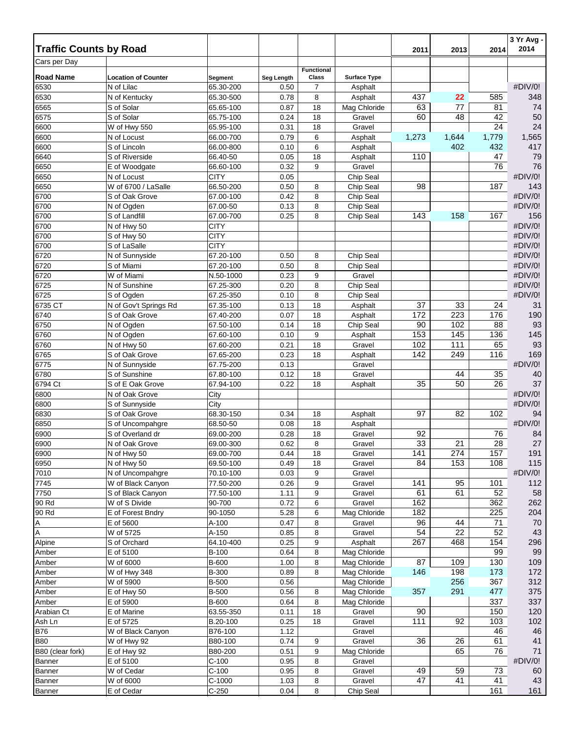## Traffic Counts by Road

Cars per Day

| Road Name | Location of Counter | Segment | Seg Length | Functional Class | Surface Type | 2011 | 2013 | 2014 | 3 Yr Avg - 2014 |
|---|---|---|---|---|---|---|---|---|---|
| 6530 | N of Lilac | 65.30-200 | 0.50 | 7 | Asphalt | | | | #DIV/0! |
| 6530 | N of Kentucky | 65.30-500 | 0.78 | 8 | Asphalt | 437 | 22 | 585 | 348 |
| 6565 | S of Solar | 65.65-100 | 0.87 | 18 | Mag Chloride | 63 | 77 | 81 | 74 |
| 6575 | S of Solar | 65.75-100 | 0.24 | 18 | Gravel | 60 | 48 | 42 | 50 |
| 6600 | W of Hwy 550 | 65.95-100 | 0.31 | 18 | Gravel | | | 24 | 24 |
| 6600 | N of Locust | 66.00-700 | 0.79 | 6 | Asphalt | 1,273 | 1,644 | 1,779 | 1,565 |
| 6600 | S of Lincoln | 66.00-800 | 0.10 | 6 | Asphalt | | 402 | 432 | 417 |
| 6640 | S of Riverside | 66.40-50 | 0.05 | 18 | Asphalt | 110 | | 47 | 79 |
| 6650 | E of Woodgate | 66.60-100 | 0.32 | 9 | Gravel | | | 76 | 76 |
| 6650 | N of Locust | CITY | 0.05 | | Chip Seal | | | | #DIV/0! |
| 6650 | W of 6700 / LaSalle | 66.50-200 | 0.50 | 8 | Chip Seal | 98 | | 187 | 143 |
| 6700 | S of Oak Grove | 67.00-100 | 0.42 | 8 | Chip Seal | | | | #DIV/0! |
| 6700 | N of Ogden | 67.00-50 | 0.13 | 8 | Chip Seal | | | | #DIV/0! |
| 6700 | S of Landfill | 67.00-700 | 0.25 | 8 | Chip Seal | 143 | 158 | 167 | 156 |
| 6700 | N of Hwy 50 | CITY | | | | | | | #DIV/0! |
| 6700 | S of Hwy 50 | CITY | | | | | | | #DIV/0! |
| 6700 | S of LaSalle | CITY | | | | | | | #DIV/0! |
| 6720 | N of Sunnyside | 67.20-100 | 0.50 | 8 | Chip Seal | | | | #DIV/0! |
| 6720 | S of Miami | 67.20-100 | 0.50 | 8 | Chip Seal | | | | #DIV/0! |
| 6720 | W of Miami | N.50-1000 | 0.23 | 9 | Gravel | | | | #DIV/0! |
| 6725 | N of Sunshine | 67.25-300 | 0.20 | 8 | Chip Seal | | | | #DIV/0! |
| 6725 | S of Ogden | 67.25-350 | 0.10 | 8 | Chip Seal | | | | #DIV/0! |
| 6735 CT | N of Gov't Springs Rd | 67.35-100 | 0.13 | 18 | Asphalt | 37 | 33 | 24 | 31 |
| 6740 | S of Oak Grove | 67.40-200 | 0.07 | 18 | Asphalt | 172 | 223 | 176 | 190 |
| 6750 | N of Ogden | 67.50-100 | 0.14 | 18 | Chip Seal | 90 | 102 | 88 | 93 |
| 6760 | N of Ogden | 67.60-100 | 0.10 | 9 | Asphalt | 153 | 145 | 136 | 145 |
| 6760 | N of Hwy 50 | 67.60-200 | 0.21 | 18 | Gravel | 102 | 111 | 65 | 93 |
| 6765 | S of Oak Grove | 67.65-200 | 0.23 | 18 | Asphalt | 142 | 249 | 116 | 169 |
| 6775 | N of Sunnyside | 67.75-200 | 0.13 | | Gravel | | | | #DIV/0! |
| 6780 | S of Sunshine | 67.80-100 | 0.12 | 18 | Gravel | | 44 | 35 | 40 |
| 6794 Ct | S of E Oak Grove | 67.94-100 | 0.22 | 18 | Asphalt | 35 | 50 | 26 | 37 |
| 6800 | N of Oak Grove | City | | | | | | | #DIV/0! |
| 6800 | S of Sunnyside | City | | | | | | | #DIV/0! |
| 6830 | S of Oak Grove | 68.30-150 | 0.34 | 18 | Asphalt | 97 | 82 | 102 | 94 |
| 6850 | S of Uncompahgre | 68.50-50 | 0.08 | 18 | Asphalt | | | | #DIV/0! |
| 6900 | S of Overland dr | 69.00-200 | 0.28 | 18 | Gravel | 92 | | 76 | 84 |
| 6900 | N of Oak Grove | 69.00-300 | 0.62 | 8 | Gravel | 33 | 21 | 28 | 27 |
| 6900 | N of Hwy 50 | 69.00-700 | 0.44 | 18 | Gravel | 141 | 274 | 157 | 191 |
| 6950 | N of Hwy 50 | 69.50-100 | 0.49 | 18 | Gravel | 84 | 153 | 108 | 115 |
| 7010 | N of Uncompahgre | 70.10-100 | 0.03 | 9 | Gravel | | | | #DIV/0! |
| 7745 | W of Black Canyon | 77.50-200 | 0.26 | 9 | Gravel | 141 | 95 | 101 | 112 |
| 7750 | S of Black Canyon | 77.50-100 | 1.11 | 9 | Gravel | 61 | 61 | 52 | 58 |
| 90 Rd | W of S Divide | 90-700 | 0.72 | 6 | Gravel | 162 | | 362 | 262 |
| 90 Rd | E of Forest Bndry | 90-1050 | 5.28 | 6 | Mag Chloride | 182 | | 225 | 204 |
| A | E of 5600 | A-100 | 0.47 | 8 | Gravel | 96 | 44 | 71 | 70 |
| A | W of 5725 | A-150 | 0.85 | 8 | Gravel | 54 | 22 | 52 | 43 |
| Alpine | S of Orchard | 64.10-400 | 0.25 | 9 | Asphalt | 267 | 468 | 154 | 296 |
| Amber | E of 5100 | B-100 | 0.64 | 8 | Mag Chloride | | | 99 | 99 |
| Amber | W of 6000 | B-600 | 1.00 | 8 | Mag Chloride | 87 | 109 | 130 | 109 |
| Amber | W of Hwy 348 | B-300 | 0.89 | 8 | Mag Chloride | 146 | 198 | 173 | 172 |
| Amber | W of 5900 | B-500 | 0.56 | | Mag Chloride | | 256 | 367 | 312 |
| Amber | E of Hwy 50 | B-500 | 0.56 | 8 | Mag Chloride | 357 | 291 | 477 | 375 |
| Amber | E of 5900 | B-600 | 0.64 | 8 | Mag Chloride | | | 337 | 337 |
| Arabian Ct | E of Marine | 63.55-350 | 0.11 | 18 | Gravel | 90 | | 150 | 120 |
| Ash Ln | E of 5725 | B.20-100 | 0.25 | 18 | Gravel | 111 | 92 | 103 | 102 |
| B76 | W of Black Canyon | B76-100 | 1.12 | | Gravel | | | 46 | 46 |
| B80 | W of Hwy 92 | B80-100 | 0.74 | 9 | Gravel | 36 | 26 | 61 | 41 |
| B80 (clear fork) | E of Hwy 92 | B80-200 | 0.51 | 9 | Mag Chloride | | 65 | 76 | 71 |
| Banner | E of 5100 | C-100 | 0.95 | 8 | Gravel | | | | #DIV/0! |
| Banner | W of Cedar | C-100 | 0.95 | 8 | Gravel | 49 | 59 | 73 | 60 |
| Banner | W of 6000 | C-1000 | 1.03 | 8 | Gravel | 47 | 41 | 41 | 43 |
| Banner | E of Cedar | C-250 | 0.04 | 8 | Chip Seal | | | 161 | 161 |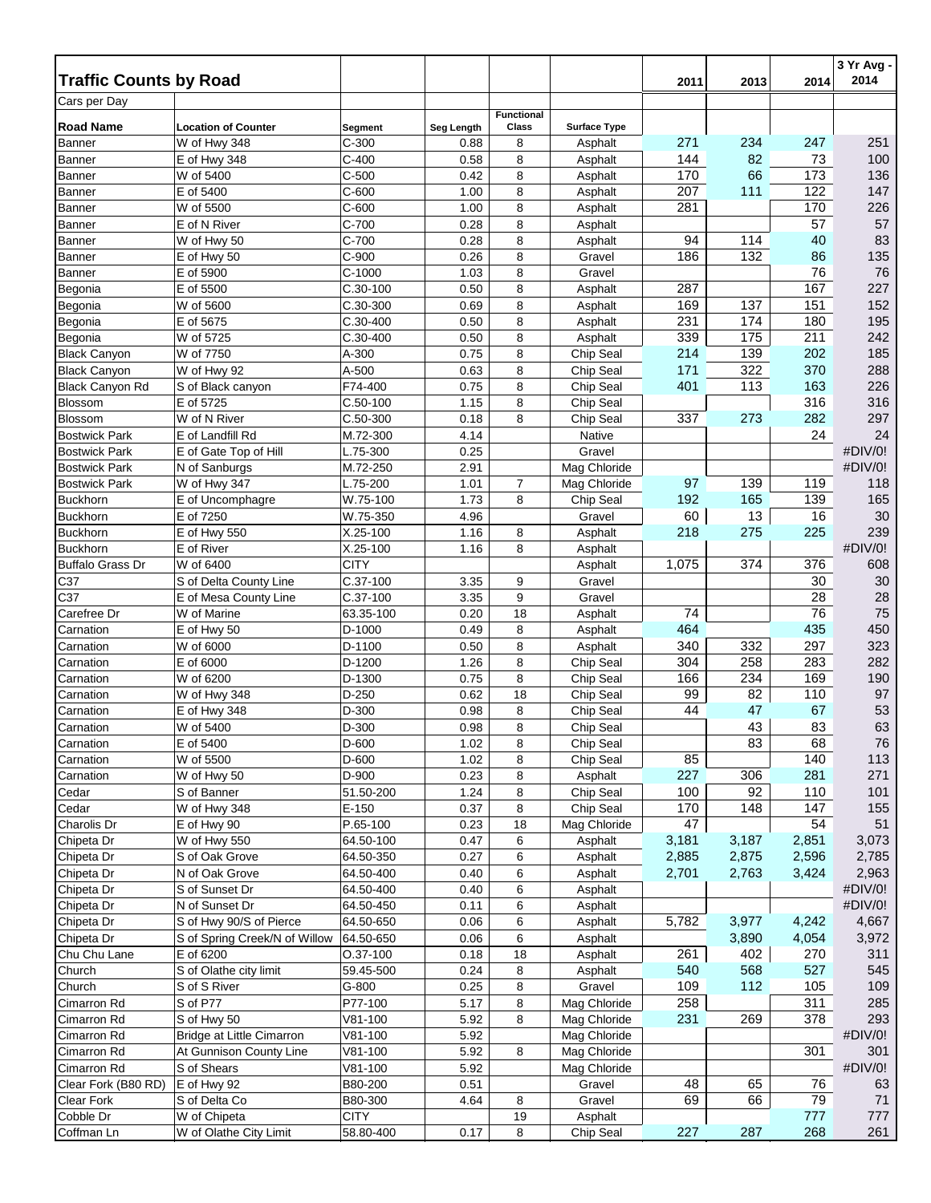## Traffic Counts by Road

Cars per Day

| Road Name | Location of Counter | Segment | Seg Length | Functional Class | Surface Type | 2011 | 2013 | 2014 | 3 Yr Avg - 2014 |
|---|---|---|---|---|---|---|---|---|---|
| Banner | W of Hwy 348 | C-300 | 0.88 | 8 | Asphalt | 271 | 234 | 247 | 251 |
| Banner | E of Hwy 348 | C-400 | 0.58 | 8 | Asphalt | 144 | 82 | 73 | 100 |
| Banner | W of 5400 | C-500 | 0.42 | 8 | Asphalt | 170 | 66 | 173 | 136 |
| Banner | E of 5400 | C-600 | 1.00 | 8 | Asphalt | 207 | 111 | 122 | 147 |
| Banner | W of 5500 | C-600 | 1.00 | 8 | Asphalt | 281 | | 170 | 226 |
| Banner | E of N River | C-700 | 0.28 | 8 | Asphalt | | | 57 | 57 |
| Banner | W of Hwy 50 | C-700 | 0.28 | 8 | Asphalt | 94 | 114 | 40 | 83 |
| Banner | E of Hwy 50 | C-900 | 0.26 | 8 | Gravel | 186 | 132 | 86 | 135 |
| Banner | E of 5900 | C-1000 | 1.03 | 8 | Gravel | | | 76 | 76 |
| Begonia | E of 5500 | C.30-100 | 0.50 | 8 | Asphalt | 287 | | 167 | 227 |
| Begonia | W of 5600 | C.30-300 | 0.69 | 8 | Asphalt | 169 | 137 | 151 | 152 |
| Begonia | E of 5675 | C.30-400 | 0.50 | 8 | Asphalt | 231 | 174 | 180 | 195 |
| Begonia | W of 5725 | C.30-400 | 0.50 | 8 | Asphalt | 339 | 175 | 211 | 242 |
| Black Canyon | W of 7750 | A-300 | 0.75 | 8 | Chip Seal | 214 | 139 | 202 | 185 |
| Black Canyon | W of Hwy 92 | A-500 | 0.63 | 8 | Chip Seal | 171 | 322 | 370 | 288 |
| Black Canyon Rd | S of Black canyon | F74-400 | 0.75 | 8 | Chip Seal | 401 | 113 | 163 | 226 |
| Blossom | E of 5725 | C.50-100 | 1.15 | 8 | Chip Seal | | | 316 | 316 |
| Blossom | W of N River | C.50-300 | 0.18 | 8 | Chip Seal | 337 | 273 | 282 | 297 |
| Bostwick Park | E of Landfill Rd | M.72-300 | 4.14 | | Native | | | 24 | 24 |
| Bostwick Park | E of Gate Top of Hill | L.75-300 | 0.25 | | Gravel | | | | #DIV/0! |
| Bostwick Park | N of Sanburgs | M.72-250 | 2.91 | | Mag Chloride | | | | #DIV/0! |
| Bostwick Park | W of Hwy 347 | L.75-200 | 1.01 | 7 | Mag Chloride | 97 | 139 | 119 | 118 |
| Buckhorn | E of Uncomphagre | W.75-100 | 1.73 | 8 | Chip Seal | 192 | 165 | 139 | 165 |
| Buckhorn | E of 7250 | W.75-350 | 4.96 | | Gravel | 60 | 13 | 16 | 30 |
| Buckhorn | E of Hwy 550 | X.25-100 | 1.16 | 8 | Asphalt | 218 | 275 | 225 | 239 |
| Buckhorn | E of River | X.25-100 | 1.16 | 8 | Asphalt | | | | #DIV/0! |
| Buffalo Grass Dr | W of 6400 | CITY | | | Asphalt | 1,075 | 374 | 376 | 608 |
| C37 | S of Delta County Line | C.37-100 | 3.35 | 9 | Gravel | | | 30 | 30 |
| C37 | E of Mesa County Line | C.37-100 | 3.35 | 9 | Gravel | | | 28 | 28 |
| Carefree Dr | W of Marine | 63.35-100 | 0.20 | 18 | Asphalt | 74 | | 76 | 75 |
| Carnation | E of Hwy 50 | D-1000 | 0.49 | 8 | Asphalt | 464 | | 435 | 450 |
| Carnation | W of 6000 | D-1100 | 0.50 | 8 | Asphalt | 340 | 332 | 297 | 323 |
| Carnation | E of 6000 | D-1200 | 1.26 | 8 | Chip Seal | 304 | 258 | 283 | 282 |
| Carnation | W of 6200 | D-1300 | 0.75 | 8 | Chip Seal | 166 | 234 | 169 | 190 |
| Carnation | W of Hwy 348 | D-250 | 0.62 | 18 | Chip Seal | 99 | 82 | 110 | 97 |
| Carnation | E of Hwy 348 | D-300 | 0.98 | 8 | Chip Seal | 44 | 47 | 67 | 53 |
| Carnation | W of 5400 | D-300 | 0.98 | 8 | Chip Seal | | 43 | 83 | 63 |
| Carnation | E of 5400 | D-600 | 1.02 | 8 | Chip Seal | | 83 | 68 | 76 |
| Carnation | W of 5500 | D-600 | 1.02 | 8 | Chip Seal | 85 | | 140 | 113 |
| Carnation | W of Hwy 50 | D-900 | 0.23 | 8 | Asphalt | 227 | 306 | 281 | 271 |
| Cedar | S of Banner | 51.50-200 | 1.24 | 8 | Chip Seal | 100 | 92 | 110 | 101 |
| Cedar | W of Hwy 348 | E-150 | 0.37 | 8 | Chip Seal | 170 | 148 | 147 | 155 |
| Charolis Dr | E of Hwy 90 | P.65-100 | 0.23 | 18 | Mag Chloride | 47 | | 54 | 51 |
| Chipeta Dr | W of Hwy 550 | 64.50-100 | 0.47 | 6 | Asphalt | 3,181 | 3,187 | 2,851 | 3,073 |
| Chipeta Dr | S of Oak Grove | 64.50-350 | 0.27 | 6 | Asphalt | 2,885 | 2,875 | 2,596 | 2,785 |
| Chipeta Dr | N of Oak Grove | 64.50-400 | 0.40 | 6 | Asphalt | 2,701 | 2,763 | 3,424 | 2,963 |
| Chipeta Dr | S of Sunset Dr | 64.50-400 | 0.40 | 6 | Asphalt | | | | #DIV/0! |
| Chipeta Dr | N of Sunset Dr | 64.50-450 | 0.11 | 6 | Asphalt | | | | #DIV/0! |
| Chipeta Dr | S of Hwy 90/S of Pierce | 64.50-650 | 0.06 | 6 | Asphalt | 5,782 | 3,977 | 4,242 | 4,667 |
| Chipeta Dr | S of Spring Creek/N of Willow | 64.50-650 | 0.06 | 6 | Asphalt | | 3,890 | 4,054 | 3,972 |
| Chu Chu Lane | E of 6200 | O.37-100 | 0.18 | 18 | Asphalt | 261 | 402 | 270 | 311 |
| Church | S of Olathe city limit | 59.45-500 | 0.24 | 8 | Asphalt | 540 | 568 | 527 | 545 |
| Church | S of S River | G-800 | 0.25 | 8 | Gravel | 109 | 112 | 105 | 109 |
| Cimarron Rd | S of P77 | P77-100 | 5.17 | 8 | Mag Chloride | 258 | | 311 | 285 |
| Cimarron Rd | S of Hwy 50 | V81-100 | 5.92 | 8 | Mag Chloride | 231 | 269 | 378 | 293 |
| Cimarron Rd | Bridge at Little Cimarron | V81-100 | 5.92 | | Mag Chloride | | | | #DIV/0! |
| Cimarron Rd | At Gunnison County Line | V81-100 | 5.92 | 8 | Mag Chloride | | | 301 | 301 |
| Cimarron Rd | S of Shears | V81-100 | 5.92 | | Mag Chloride | | | | #DIV/0! |
| Clear Fork (B80 RD) | E of Hwy 92 | B80-200 | 0.51 | | Gravel | 48 | 65 | 76 | 63 |
| Clear Fork | S of Delta Co | B80-300 | 4.64 | 8 | Gravel | 69 | 66 | 79 | 71 |
| Cobble Dr | W of Chipeta | CITY | | 19 | Asphalt | | | 777 | 777 |
| Coffman Ln | W of Olathe City Limit | 58.80-400 | 0.17 | 8 | Chip Seal | 227 | 287 | 268 | 261 |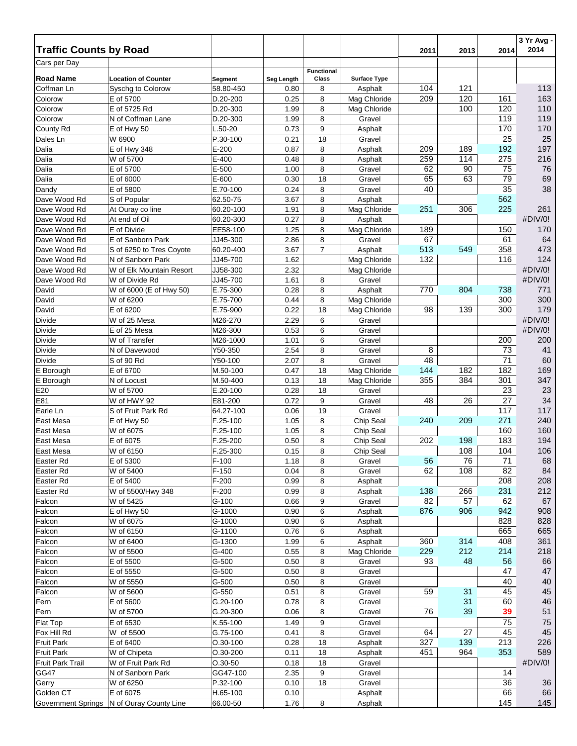## Traffic Counts by Road

Cars per Day

| Road Name | Location of Counter | Segment | Seg Length | Functional Class | Surface Type | 2011 | 2013 | 2014 | 3 Yr Avg - 2014 |
|---|---|---|---|---|---|---|---|---|---|
| Coffman Ln | Syschg to Colorow | 58.80-450 | 0.80 | 8 | Asphalt | 104 | 121 | | 113 |
| Colorow | E of 5700 | D.20-200 | 0.25 | 8 | Mag Chloride | 209 | 120 | 161 | 163 |
| Colorow | E of 5725 Rd | D.20-300 | 1.99 | 8 | Mag Chloride | | 100 | 120 | 110 |
| Colorow | N of Coffman Lane | D.20-300 | 1.99 | 8 | Gravel | | | 119 | 119 |
| County Rd | E of Hwy 50 | L.50-20 | 0.73 | 9 | Asphalt | | | 170 | 170 |
| Dales Ln | W 6900 | P.30-100 | 0.21 | 18 | Gravel | | | 25 | 25 |
| Dalia | E of Hwy 348 | E-200 | 0.87 | 8 | Asphalt | 209 | 189 | 192 | 197 |
| Dalia | W of 5700 | E-400 | 0.48 | 8 | Asphalt | 259 | 114 | 275 | 216 |
| Dalia | E of 5700 | E-500 | 1.00 | 8 | Gravel | 62 | 90 | 75 | 76 |
| Dalia | E of 6000 | E-600 | 0.30 | 18 | Gravel | 65 | 63 | 79 | 69 |
| Dandy | E of 5800 | E.70-100 | 0.24 | 8 | Gravel | 40 | | 35 | 38 |
| Dave Wood Rd | S of Popular | 62.50-75 | 3.67 | 8 | Asphalt | | | 562 | |
| Dave Wood Rd | At Ouray co line | 60.20-100 | 1.91 | 8 | Mag Chloride | 251 | 306 | 225 | 261 |
| Dave Wood Rd | At end of Oil | 60.20-300 | 0.27 | 8 | Asphalt | | | | #DIV/0! |
| Dave Wood Rd | E of Divide | EE58-100 | 1.25 | 8 | Mag Chloride | 189 | | 150 | 170 |
| Dave Wood Rd | E of Sanborn Park | JJ45-300 | 2.86 | 8 | Gravel | 67 | | 61 | 64 |
| Dave Wood Rd | S of 6250 to Tres Coyote | 60.20-400 | 3.67 | 7 | Asphalt | 513 | 549 | 358 | 473 |
| Dave Wood Rd | N of Sanborn Park | JJ45-700 | 1.62 | | Mag Chloride | 132 | | 116 | 124 |
| Dave Wood Rd | W of Elk Mountain Resort | JJ58-300 | 2.32 | | Mag Chloride | | | | #DIV/0! |
| Dave Wood Rd | W of Divide Rd | JJ45-700 | 1.61 | 8 | Gravel | | | | #DIV/0! |
| David | W of 6000 (E of Hwy 50) | E.75-300 | 0.28 | 8 | Asphalt | 770 | 804 | 738 | 771 |
| David | W of 6200 | E.75-700 | 0.44 | 8 | Mag Chloride | | | 300 | 300 |
| David | E of 6200 | E.75-900 | 0.22 | 18 | Mag Chloride | 98 | 139 | 300 | 179 |
| Divide | W of 25 Mesa | M26-270 | 2.29 | 6 | Gravel | | | | #DIV/0! |
| Divide | E of 25 Mesa | M26-300 | 0.53 | 6 | Gravel | | | | #DIV/0! |
| Divide | W of Transfer | M26-1000 | 1.01 | 6 | Gravel | | | 200 | 200 |
| Divide | N of Davewood | Y50-350 | 2.54 | 8 | Gravel | 8 | | 73 | 41 |
| Divide | S of 90 Rd | Y50-100 | 2.07 | 8 | Gravel | 48 | | 71 | 60 |
| E Borough | E of 6700 | M.50-100 | 0.47 | 18 | Mag Chloride | 144 | 182 | 182 | 169 |
| E Borough | N of Locust | M.50-400 | 0.13 | 18 | Mag Chloride | 355 | 384 | 301 | 347 |
| E20 | W of 5700 | E.20-100 | 0.28 | 18 | Gravel | | | 23 | 23 |
| E81 | W of HWY 92 | E81-200 | 0.72 | 9 | Gravel | 48 | 26 | 27 | 34 |
| Earle Ln | S of Fruit Park Rd | 64.27-100 | 0.06 | 19 | Gravel | | | 117 | 117 |
| East Mesa | E of Hwy 50 | F.25-100 | 1.05 | 8 | Chip Seal | 240 | 209 | 271 | 240 |
| East Mesa | W of 6075 | F.25-100 | 1.05 | 8 | Chip Seal | | | 160 | 160 |
| East Mesa | E of 6075 | F.25-200 | 0.50 | 8 | Chip Seal | 202 | 198 | 183 | 194 |
| East Mesa | W of 6150 | F.25-300 | 0.15 | 8 | Chip Seal | | 108 | 104 | 106 |
| Easter Rd | E of 5300 | F-100 | 1.18 | 8 | Gravel | 56 | 76 | 71 | 68 |
| Easter Rd | W of 5400 | F-150 | 0.04 | 8 | Gravel | 62 | 108 | 82 | 84 |
| Easter Rd | E of 5400 | F-200 | 0.99 | 8 | Asphalt | | | 208 | 208 |
| Easter Rd | W of 5500/Hwy 348 | F-200 | 0.99 | 8 | Asphalt | 138 | 266 | 231 | 212 |
| Falcon | W of 5425 | G-100 | 0.66 | 9 | Gravel | 82 | 57 | 62 | 67 |
| Falcon | E of Hwy 50 | G-1000 | 0.90 | 6 | Asphalt | 876 | 906 | 942 | 908 |
| Falcon | W of 6075 | G-1000 | 0.90 | 6 | Asphalt | | | 828 | 828 |
| Falcon | W of 6150 | G-1100 | 0.76 | 6 | Asphalt | | | 665 | 665 |
| Falcon | W of 6400 | G-1300 | 1.99 | 6 | Asphalt | 360 | 314 | 408 | 361 |
| Falcon | W of 5500 | G-400 | 0.55 | 8 | Mag Chloride | 229 | 212 | 214 | 218 |
| Falcon | E of 5500 | G-500 | 0.50 | 8 | Gravel | 93 | 48 | 56 | 66 |
| Falcon | E of 5550 | G-500 | 0.50 | 8 | Gravel | | | 47 | 47 |
| Falcon | W of 5550 | G-500 | 0.50 | 8 | Gravel | | | 40 | 40 |
| Falcon | W of 5600 | G-550 | 0.51 | 8 | Gravel | 59 | 31 | 45 | 45 |
| Fern | E of 5600 | G.20-100 | 0.78 | 8 | Gravel | | 31 | 60 | 46 |
| Fern | W of 5700 | G.20-300 | 0.06 | 8 | Gravel | 76 | 39 | **39** | 51 |
| Flat Top | E of 6530 | K.55-100 | 1.49 | 9 | Gravel | | | 75 | 75 |
| Fox Hill Rd | W of 5500 | G.75-100 | 0.41 | 8 | Gravel | 64 | 27 | 45 | 45 |
| Fruit Park | E of 6400 | O.30-100 | 0.28 | 18 | Asphalt | 327 | 139 | 213 | 226 |
| Fruit Park | W of Chipeta | O.30-200 | 0.11 | 18 | Asphalt | 451 | 964 | 353 | 589 |
| Fruit Park Trail | W of Fruit Park Rd | O.30-50 | 0.18 | 18 | Gravel | | | | #DIV/0! |
| GG47 | N of Sanborn Park | GG47-100 | 2.35 | 9 | Gravel | | | 14 | |
| Gerry | W of 6250 | P.32-100 | 0.10 | 18 | Gravel | | | 36 | 36 |
| Golden CT | E of 6075 | H.65-100 | 0.10 | | Asphalt | | | 66 | 66 |
| Government Springs | N of Ouray County Line | 66.00-50 | 1.76 | 8 | Asphalt | | | 145 | 145 |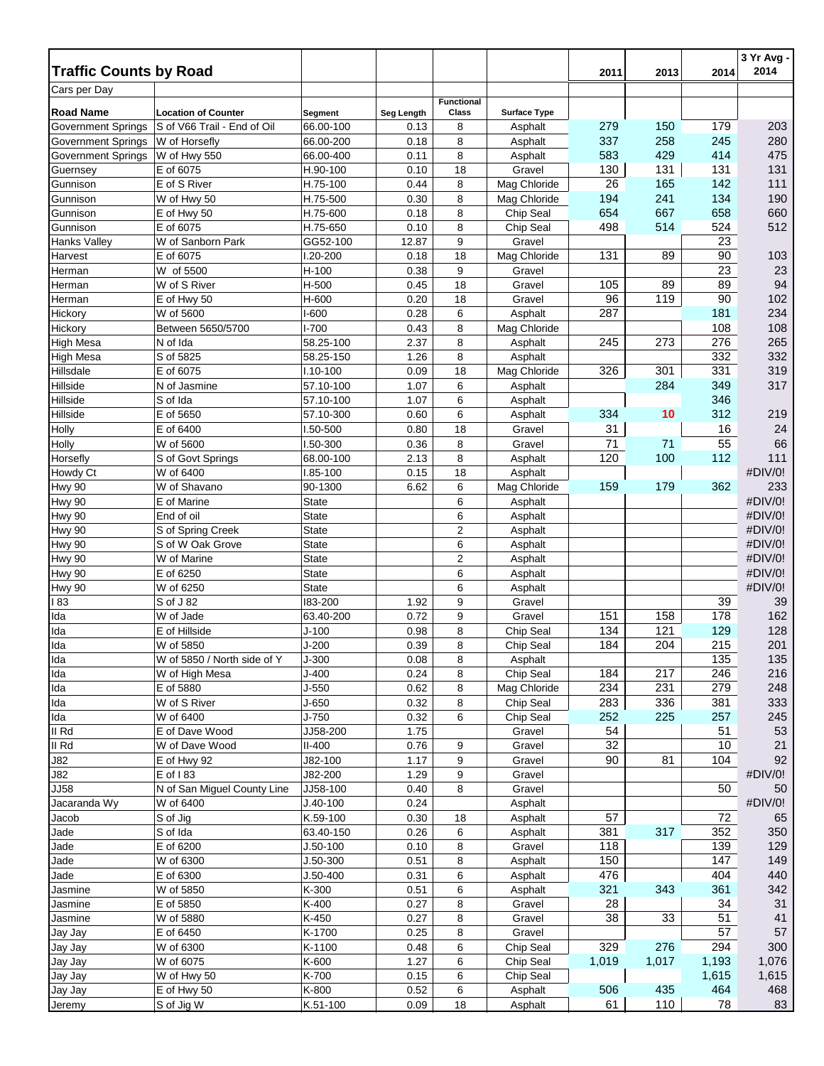## Traffic Counts by Road

Cars per Day

| Road Name | Location of Counter | Segment | Seg Length | Functional Class | Surface Type | 2011 | 2013 | 2014 | 3 Yr Avg - 2014 |
|---|---|---|---|---|---|---|---|---|---|
| Government Springs | S of V66 Trail - End of Oil | 66.00-100 | 0.13 | 8 | Asphalt | 279 | 150 | 179 | 203 |
| Government Springs | W of Horsefly | 66.00-200 | 0.18 | 8 | Asphalt | 337 | 258 | 245 | 280 |
| Government Springs | W of Hwy 550 | 66.00-400 | 0.11 | 8 | Asphalt | 583 | 429 | 414 | 475 |
| Guernsey | E of 6075 | H.90-100 | 0.10 | 18 | Gravel | 130 | 131 | 131 | 131 |
| Gunnison | E of S River | H.75-100 | 0.44 | 8 | Mag Chloride | 26 | 165 | 142 | 111 |
| Gunnison | W of Hwy 50 | H.75-500 | 0.30 | 8 | Mag Chloride | 194 | 241 | 134 | 190 |
| Gunnison | E of Hwy 50 | H.75-600 | 0.18 | 8 | Chip Seal | 654 | 667 | 658 | 660 |
| Gunnison | E of 6075 | H.75-650 | 0.10 | 8 | Chip Seal | 498 | 514 | 524 | 512 |
| Hanks Valley | W of Sanborn Park | GG52-100 | 12.87 | 9 | Gravel | | | 23 | |
| Harvest | E of 6075 | I.20-200 | 0.18 | 18 | Mag Chloride | 131 | 89 | 90 | 103 |
| Herman | W of 5500 | H-100 | 0.38 | 9 | Gravel | | | 23 | 23 |
| Herman | W of S River | H-500 | 0.45 | 18 | Gravel | 105 | 89 | 89 | 94 |
| Herman | E of Hwy 50 | H-600 | 0.20 | 18 | Gravel | 96 | 119 | 90 | 102 |
| Hickory | W of 5600 | I-600 | 0.28 | 6 | Asphalt | 287 | | 181 | 234 |
| Hickory | Between 5650/5700 | I-700 | 0.43 | 8 | Mag Chloride | | | 108 | 108 |
| High Mesa | N of Ida | 58.25-100 | 2.37 | 8 | Asphalt | 245 | 273 | 276 | 265 |
| High Mesa | S of 5825 | 58.25-150 | 1.26 | 8 | Asphalt | | | 332 | 332 |
| Hillsdale | E of 6075 | I.10-100 | 0.09 | 18 | Mag Chloride | 326 | 301 | 331 | 319 |
| Hillside | N of Jasmine | 57.10-100 | 1.07 | 6 | Asphalt | | 284 | 349 | 317 |
| Hillside | S of Ida | 57.10-100 | 1.07 | 6 | Asphalt | | | 346 | |
| Hillside | E of 5650 | 57.10-300 | 0.60 | 6 | Asphalt | 334 | 10 | 312 | 219 |
| Holly | E of 6400 | I.50-500 | 0.80 | 18 | Gravel | 31 | | 16 | 24 |
| Holly | W of 5600 | I.50-300 | 0.36 | 8 | Gravel | 71 | 71 | 55 | 66 |
| Horsefly | S of Govt Springs | 68.00-100 | 2.13 | 8 | Asphalt | 120 | 100 | 112 | 111 |
| Howdy Ct | W of 6400 | I.85-100 | 0.15 | 18 | Asphalt | | | | #DIV/0! |
| Hwy 90 | W of Shavano | 90-1300 | 6.62 | 6 | Mag Chloride | 159 | 179 | 362 | 233 |
| Hwy 90 | E of Marine | State | | 6 | Asphalt | | | | #DIV/0! |
| Hwy 90 | End of oil | State | | 6 | Asphalt | | | | #DIV/0! |
| Hwy 90 | S of Spring Creek | State | | 2 | Asphalt | | | | #DIV/0! |
| Hwy 90 | S of W Oak Grove | State | | 6 | Asphalt | | | | #DIV/0! |
| Hwy 90 | W of Marine | State | | 2 | Asphalt | | | | #DIV/0! |
| Hwy 90 | E of 6250 | State | | 6 | Asphalt | | | | #DIV/0! |
| Hwy 90 | W of 6250 | State | | 6 | Asphalt | | | | #DIV/0! |
| I 83 | S of J 82 | I83-200 | 1.92 | 9 | Gravel | | | 39 | 39 |
| Ida | W of Jade | 63.40-200 | 0.72 | 9 | Gravel | 151 | 158 | 178 | 162 |
| Ida | E of Hillside | J-100 | 0.98 | 8 | Chip Seal | 134 | 121 | 129 | 128 |
| Ida | W of 5850 | J-200 | 0.39 | 8 | Chip Seal | 184 | 204 | 215 | 201 |
| Ida | W of 5850 / North side of Y | J-300 | 0.08 | 8 | Asphalt | | | 135 | 135 |
| Ida | W of High Mesa | J-400 | 0.24 | 8 | Chip Seal | 184 | 217 | 246 | 216 |
| Ida | E of 5880 | J-550 | 0.62 | 8 | Mag Chloride | 234 | 231 | 279 | 248 |
| Ida | W of S River | J-650 | 0.32 | 8 | Chip Seal | 283 | 336 | 381 | 333 |
| Ida | W of 6400 | J-750 | 0.32 | 6 | Chip Seal | 252 | 225 | 257 | 245 |
| II Rd | E of Dave Wood | JJ58-200 | 1.75 | | Gravel | 54 | | 51 | 53 |
| II Rd | W of Dave Wood | II-400 | 0.76 | 9 | Gravel | 32 | | 10 | 21 |
| J82 | E of Hwy 92 | J82-100 | 1.17 | 9 | Gravel | 90 | 81 | 104 | 92 |
| J82 | E of I 83 | J82-200 | 1.29 | 9 | Gravel | | | | #DIV/0! |
| JJ58 | N of San Miguel County Line | JJ58-100 | 0.40 | 8 | Gravel | | | 50 | 50 |
| Jacaranda Wy | W of 6400 | J.40-100 | 0.24 | | Asphalt | | | | #DIV/0! |
| Jacob | S of Jig | K.59-100 | 0.30 | 18 | Asphalt | 57 | | 72 | 65 |
| Jade | S of Ida | 63.40-150 | 0.26 | 6 | Asphalt | 381 | 317 | 352 | 350 |
| Jade | E of 6200 | J.50-100 | 0.10 | 8 | Gravel | 118 | | 139 | 129 |
| Jade | W of 6300 | J.50-300 | 0.51 | 8 | Asphalt | 150 | | 147 | 149 |
| Jade | E of 6300 | J.50-400 | 0.31 | 6 | Asphalt | 476 | | 404 | 440 |
| Jasmine | W of 5850 | K-300 | 0.51 | 6 | Asphalt | 321 | 343 | 361 | 342 |
| Jasmine | E of 5850 | K-400 | 0.27 | 8 | Gravel | 28 | | 34 | 31 |
| Jasmine | W of 5880 | K-450 | 0.27 | 8 | Gravel | 38 | 33 | 51 | 41 |
| Jay Jay | E of 6450 | K-1700 | 0.25 | 8 | Gravel | | | 57 | 57 |
| Jay Jay | W of 6300 | K-1100 | 0.48 | 6 | Chip Seal | 329 | 276 | 294 | 300 |
| Jay Jay | W of 6075 | K-600 | 1.27 | 6 | Chip Seal | 1,019 | 1,017 | 1,193 | 1,076 |
| Jay Jay | W of Hwy 50 | K-700 | 0.15 | 6 | Chip Seal | | | 1,615 | 1,615 |
| Jay Jay | E of Hwy 50 | K-800 | 0.52 | 6 | Asphalt | 506 | 435 | 464 | 468 |
| Jeremy | S of Jig W | K.51-100 | 0.09 | 18 | Asphalt | 61 | 110 | 78 | 83 |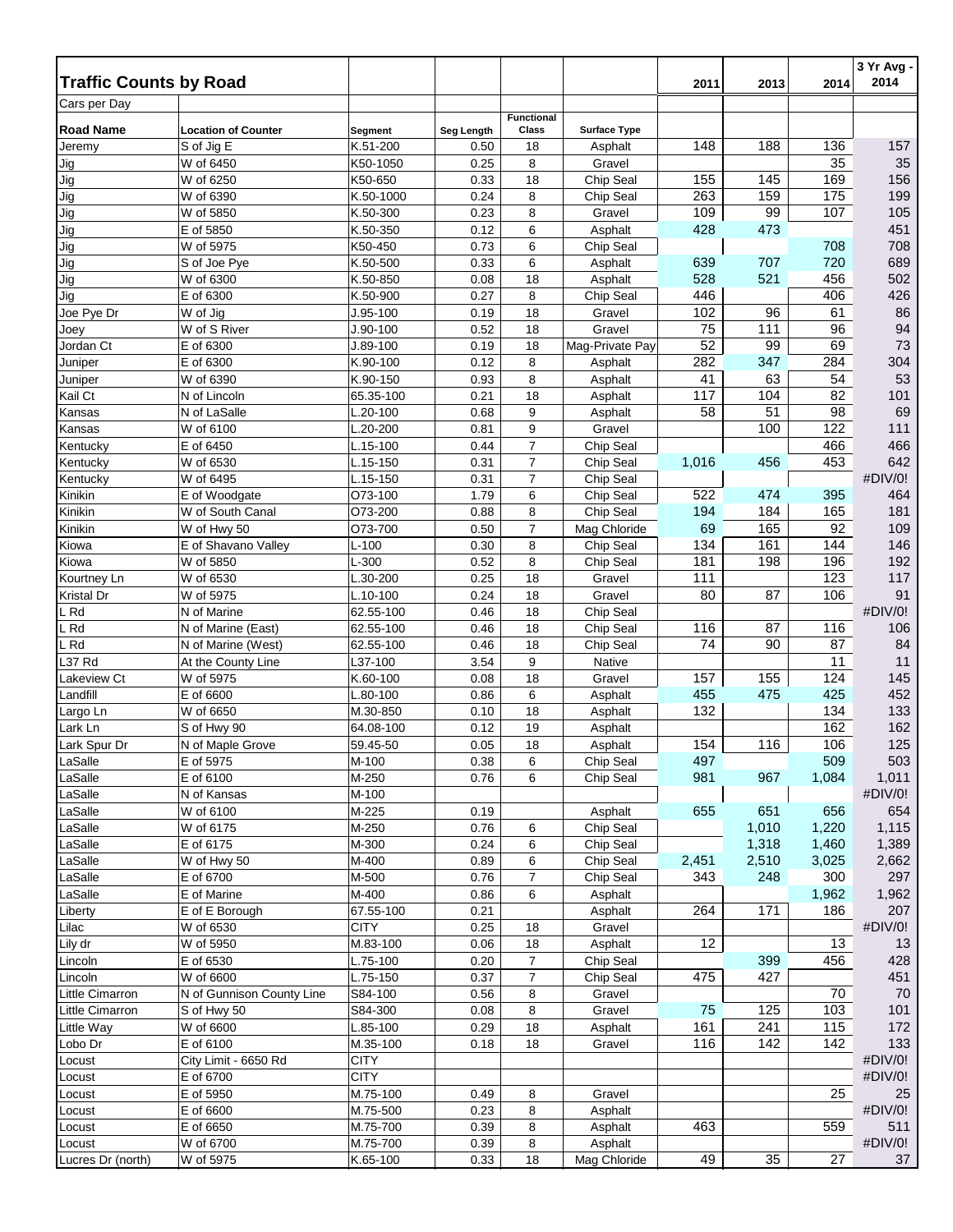# Traffic Counts by Road

Cars per Day

| Road Name | Location of Counter | Segment | Seg Length | Functional Class | Surface Type | 2011 | 2013 | 2014 | 3 Yr Avg - 2014 |
|---|---|---|---|---|---|---|---|---|---|
| Jeremy | S of Jig E | K.51-200 | 0.50 | 18 | Asphalt | 148 | 188 | 136 | 157 |
| Jig | W of 6450 | K50-1050 | 0.25 | 8 | Gravel | | | 35 | 35 |
| Jig | W of 6250 | K50-650 | 0.33 | 18 | Chip Seal | 155 | 145 | 169 | 156 |
| Jig | W of 6390 | K.50-1000 | 0.24 | 8 | Chip Seal | 263 | 159 | 175 | 199 |
| Jig | W of 5850 | K.50-300 | 0.23 | 8 | Gravel | 109 | 99 | 107 | 105 |
| Jig | E of 5850 | K.50-350 | 0.12 | 6 | Asphalt | 428 | 473 | | 451 |
| Jig | W of 5975 | K50-450 | 0.73 | 6 | Chip Seal | | | 708 | 708 |
| Jig | S of Joe Pye | K.50-500 | 0.33 | 6 | Asphalt | 639 | 707 | 720 | 689 |
| Jig | W of 6300 | K.50-850 | 0.08 | 18 | Asphalt | 528 | 521 | 456 | 502 |
| Jig | E of 6300 | K.50-900 | 0.27 | 8 | Chip Seal | 446 | | 406 | 426 |
| Joe Pye Dr | W of Jig | J.95-100 | 0.19 | 18 | Gravel | 102 | 96 | 61 | 86 |
| Joey | W of S River | J.90-100 | 0.52 | 18 | Gravel | 75 | 111 | 96 | 94 |
| Jordan Ct | E of 6300 | J.89-100 | 0.19 | 18 | Mag-Private Pay | 52 | 99 | 69 | 73 |
| Juniper | E of 6300 | K.90-100 | 0.12 | 8 | Asphalt | 282 | 347 | 284 | 304 |
| Juniper | W of 6390 | K.90-150 | 0.93 | 8 | Asphalt | 41 | 63 | 54 | 53 |
| Kail Ct | N of Lincoln | 65.35-100 | 0.21 | 18 | Asphalt | 117 | 104 | 82 | 101 |
| Kansas | N of LaSalle | L.20-100 | 0.68 | 9 | Asphalt | 58 | 51 | 98 | 69 |
| Kansas | W of 6100 | L.20-200 | 0.81 | 9 | Gravel | | 100 | 122 | 111 |
| Kentucky | E of 6450 | L.15-100 | 0.44 | 7 | Chip Seal | | | 466 | 466 |
| Kentucky | W of 6530 | L.15-150 | 0.31 | 7 | Chip Seal | 1,016 | 456 | 453 | 642 |
| Kentucky | W of 6495 | L.15-150 | 0.31 | 7 | Chip Seal | | | | #DIV/0! |
| Kinikin | E of Woodgate | O73-100 | 1.79 | 6 | Chip Seal | 522 | 474 | 395 | 464 |
| Kinikin | W of South Canal | O73-200 | 0.88 | 8 | Chip Seal | 194 | 184 | 165 | 181 |
| Kinikin | W of Hwy 50 | O73-700 | 0.50 | 7 | Mag Chloride | 69 | 165 | 92 | 109 |
| Kiowa | E of Shavano Valley | L-100 | 0.30 | 8 | Chip Seal | 134 | 161 | 144 | 146 |
| Kiowa | W of 5850 | L-300 | 0.52 | 8 | Chip Seal | 181 | 198 | 196 | 192 |
| Kourtney Ln | W of 6530 | L.30-200 | 0.25 | 18 | Gravel | 111 | | 123 | 117 |
| Kristal Dr | W of 5975 | L.10-100 | 0.24 | 18 | Gravel | 80 | 87 | 106 | 91 |
| L Rd | N of Marine | 62.55-100 | 0.46 | 18 | Chip Seal | | | | #DIV/0! |
| L Rd | N of Marine (East) | 62.55-100 | 0.46 | 18 | Chip Seal | 116 | 87 | 116 | 106 |
| L Rd | N of Marine (West) | 62.55-100 | 0.46 | 18 | Chip Seal | 74 | 90 | 87 | 84 |
| L37 Rd | At the County Line | L37-100 | 3.54 | 9 | Native | | | 11 | 11 |
| Lakeview Ct | W of 5975 | K.60-100 | 0.08 | 18 | Gravel | 157 | 155 | 124 | 145 |
| Landfill | E of 6600 | L.80-100 | 0.86 | 6 | Asphalt | 455 | 475 | 425 | 452 |
| Largo Ln | W of 6650 | M.30-850 | 0.10 | 18 | Asphalt | 132 | | 134 | 133 |
| Lark Ln | S of Hwy 90 | 64.08-100 | 0.12 | 19 | Asphalt | | | 162 | 162 |
| Lark Spur Dr | N of Maple Grove | 59.45-50 | 0.05 | 18 | Asphalt | 154 | 116 | 106 | 125 |
| LaSalle | E of 5975 | M-100 | 0.38 | 6 | Chip Seal | 497 | | 509 | 503 |
| LaSalle | E of 6100 | M-250 | 0.76 | 6 | Chip Seal | 981 | 967 | 1,084 | 1,011 |
| LaSalle | N of Kansas | M-100 | | | | | | | #DIV/0! |
| LaSalle | W of 6100 | M-225 | 0.19 | | Asphalt | 655 | 651 | 656 | 654 |
| LaSalle | W of 6175 | M-250 | 0.76 | 6 | Chip Seal | | 1,010 | 1,220 | 1,115 |
| LaSalle | E of 6175 | M-300 | 0.24 | 6 | Chip Seal | | 1,318 | 1,460 | 1,389 |
| LaSalle | W of Hwy 50 | M-400 | 0.89 | 6 | Chip Seal | 2,451 | 2,510 | 3,025 | 2,662 |
| LaSalle | E of 6700 | M-500 | 0.76 | 7 | Chip Seal | 343 | 248 | 300 | 297 |
| LaSalle | E of Marine | M-400 | 0.86 | 6 | Asphalt | | | 1,962 | 1,962 |
| Liberty | E of E Borough | 67.55-100 | 0.21 | | Asphalt | 264 | 171 | 186 | 207 |
| Lilac | W of 6530 | CITY | 0.25 | 18 | Gravel | | | | #DIV/0! |
| Lily dr | W of 5950 | M.83-100 | 0.06 | 18 | Asphalt | 12 | | 13 | 13 |
| Lincoln | E of 6530 | L.75-100 | 0.20 | 7 | Chip Seal | | 399 | 456 | 428 |
| Lincoln | W of 6600 | L.75-150 | 0.37 | 7 | Chip Seal | 475 | 427 | | 451 |
| Little Cimarron | N of Gunnison County Line | S84-100 | 0.56 | 8 | Gravel | | | 70 | 70 |
| Little Cimarron | S of Hwy 50 | S84-300 | 0.08 | 8 | Gravel | 75 | 125 | 103 | 101 |
| Little Way | W of 6600 | L.85-100 | 0.29 | 18 | Asphalt | 161 | 241 | 115 | 172 |
| Lobo Dr | E of 6100 | M.35-100 | 0.18 | 18 | Gravel | 116 | 142 | 142 | 133 |
| Locust | City Limit - 6650 Rd | CITY | | | | | | | #DIV/0! |
| Locust | E of 6700 | CITY | | | | | | | #DIV/0! |
| Locust | E of 5950 | M.75-100 | 0.49 | 8 | Gravel | | | 25 | 25 |
| Locust | E of 6600 | M.75-500 | 0.23 | 8 | Asphalt | | | | #DIV/0! |
| Locust | E of 6650 | M.75-700 | 0.39 | 8 | Asphalt | 463 | | 559 | 511 |
| Locust | W of 6700 | M.75-700 | 0.39 | 8 | Asphalt | | | | #DIV/0! |
| Lucres Dr (north) | W of 5975 | K.65-100 | 0.33 | 18 | Mag Chloride | 49 | 35 | 27 | 37 |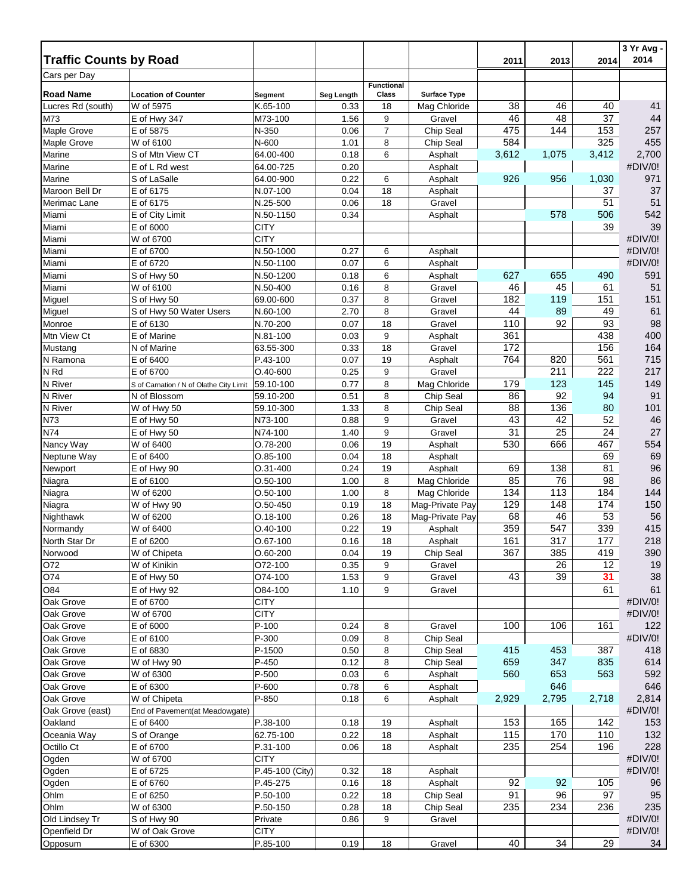| Traffic Counts by Road | | | | | | 2011 | 2013 | 2014 | 3 Yr Avg - 2014 |
|---|---|---|---|---|---|---|---|---|---|
| Cars per Day | | | | | | | | | |
| **Road Name** | **Location of Counter** | **Segment** | **Seg Length** | **Functional Class** | **Surface Type** | | | | |
| Lucres Rd (south) | W of 5975 | K.65-100 | 0.33 | 18 | Mag Chloride | 38 | 46 | 40 | 41 |
| M73 | E of Hwy 347 | M73-100 | 1.56 | 9 | Gravel | 46 | 48 | 37 | 44 |
| Maple Grove | E of 5875 | N-350 | 0.06 | 7 | Chip Seal | 475 | 144 | 153 | 257 |
| Maple Grove | W of 6100 | N-600 | 1.01 | 8 | Chip Seal | 584 | | 325 | 455 |
| Marine | S of Mtn View CT | 64.00-400 | 0.18 | 6 | Asphalt | 3,612 | 1,075 | 3,412 | 2,700 |
| Marine | E of L Rd west | 64.00-725 | 0.20 | | Asphalt | | | | #DIV/0! |
| Marine | S of LaSalle | 64.00-900 | 0.22 | 6 | Asphalt | 926 | 956 | 1,030 | 971 |
| Maroon Bell Dr | E of 6175 | N.07-100 | 0.04 | 18 | Asphalt | | | 37 | 37 |
| Merimac Lane | E of 6175 | N.25-500 | 0.06 | 18 | Gravel | | | 51 | 51 |
| Miami | E of City Limit | N.50-1150 | 0.34 | | Asphalt | | 578 | 506 | 542 |
| Miami | E of 6000 | CITY | | | | | | 39 | 39 |
| Miami | W of 6700 | CITY | | | | | | | #DIV/0! |
| Miami | E of 6700 | N.50-1000 | 0.27 | 6 | Asphalt | | | | #DIV/0! |
| Miami | E of 6720 | N.50-1100 | 0.07 | 6 | Asphalt | | | | #DIV/0! |
| Miami | S of Hwy 50 | N.50-1200 | 0.18 | 6 | Asphalt | 627 | 655 | 490 | 591 |
| Miami | W of 6100 | N.50-400 | 0.16 | 8 | Gravel | 46 | 45 | 61 | 51 |
| Miguel | S of Hwy 50 | 69.00-600 | 0.37 | 8 | Gravel | 182 | 119 | 151 | 151 |
| Miguel | S of Hwy 50 Water Users | N.60-100 | 2.70 | 8 | Gravel | 44 | 89 | 49 | 61 |
| Monroe | E of 6130 | N.70-200 | 0.07 | 18 | Gravel | 110 | 92 | 93 | 98 |
| Mtn View Ct | E of Marine | N.81-100 | 0.03 | 9 | Asphalt | 361 | | 438 | 400 |
| Mustang | N of Marine | 63.55-300 | 0.33 | 18 | Gravel | 172 | | 156 | 164 |
| N Ramona | E of 6400 | P.43-100 | 0.07 | 19 | Asphalt | 764 | 820 | 561 | 715 |
| N Rd | E of 6700 | O.40-600 | 0.25 | 9 | Gravel | | 211 | 222 | 217 |
| N River | S of Carnation / N of Olathe City Limit | 59.10-100 | 0.77 | 8 | Mag Chloride | 179 | 123 | 145 | 149 |
| N River | N of Blossom | 59.10-200 | 0.51 | 8 | Chip Seal | 86 | 92 | 94 | 91 |
| N River | W of Hwy 50 | 59.10-300 | 1.33 | 8 | Chip Seal | 88 | 136 | 80 | 101 |
| N73 | E of Hwy 50 | N73-100 | 0.88 | 9 | Gravel | 43 | 42 | 52 | 46 |
| N74 | E of Hwy 50 | N74-100 | 1.40 | 9 | Gravel | 31 | 25 | 24 | 27 |
| Nancy Way | W of 6400 | O.78-200 | 0.06 | 19 | Asphalt | 530 | 666 | 467 | 554 |
| Neptune Way | E of 6400 | O.85-100 | 0.04 | 18 | Asphalt | | | 69 | 69 |
| Newport | E of Hwy 90 | O.31-400 | 0.24 | 19 | Asphalt | 69 | 138 | 81 | 96 |
| Niagra | E of 6100 | O.50-100 | 1.00 | 8 | Mag Chloride | 85 | 76 | 98 | 86 |
| Niagra | W of 6200 | O.50-100 | 1.00 | 8 | Mag Chloride | 134 | 113 | 184 | 144 |
| Niagra | W of Hwy 90 | O.50-450 | 0.19 | 18 | Mag-Private Pay | 129 | 148 | 174 | 150 |
| Nighthawk | W of 6200 | O.18-100 | 0.26 | 18 | Mag-Private Pay | 68 | 46 | 53 | 56 |
| Normandy | W of 6400 | O.40-100 | 0.22 | 19 | Asphalt | 359 | 547 | 339 | 415 |
| North Star Dr | E of 6200 | O.67-100 | 0.16 | 18 | Asphalt | 161 | 317 | 177 | 218 |
| Norwood | W of Chipeta | O.60-200 | 0.04 | 19 | Chip Seal | 367 | 385 | 419 | 390 |
| O72 | W of Kinikin | O72-100 | 0.35 | 9 | Gravel | | 26 | 12 | 19 |
| O74 | E of Hwy 50 | O74-100 | 1.53 | 9 | Gravel | 43 | 39 | 31 | 38 |
| O84 | E of Hwy 92 | O84-100 | 1.10 | 9 | Gravel | | | 61 | 61 |
| Oak Grove | E of 6700 | CITY | | | | | | | #DIV/0! |
| Oak Grove | W of 6700 | CITY | | | | | | | #DIV/0! |
| Oak Grove | E of 6000 | P-100 | 0.24 | 8 | Gravel | 100 | 106 | 161 | 122 |
| Oak Grove | E of 6100 | P-300 | 0.09 | 8 | Chip Seal | | | | #DIV/0! |
| Oak Grove | E of 6830 | P-1500 | 0.50 | 8 | Chip Seal | 415 | 453 | 387 | 418 |
| Oak Grove | W of Hwy 90 | P-450 | 0.12 | 8 | Chip Seal | 659 | 347 | 835 | 614 |
| Oak Grove | W of 6300 | P-500 | 0.03 | 6 | Asphalt | 560 | 653 | 563 | 592 |
| Oak Grove | E of 6300 | P-600 | 0.78 | 6 | Asphalt | | 646 | | 646 |
| Oak Grove | W of Chipeta | P-850 | 0.18 | 6 | Asphalt | 2,929 | 2,795 | 2,718 | 2,814 |
| Oak Grove (east) | End of Pavement(at Meadowgate) | | | | | | | | #DIV/0! |
| Oakland | E of 6400 | P.38-100 | 0.18 | 19 | Asphalt | 153 | 165 | 142 | 153 |
| Oceania Way | S of Orange | 62.75-100 | 0.22 | 18 | Asphalt | 115 | 170 | 110 | 132 |
| Octillo Ct | E of 6700 | P.31-100 | 0.06 | 18 | Asphalt | 235 | 254 | 196 | 228 |
| Ogden | W of 6700 | CITY | | | | | | | #DIV/0! |
| Ogden | E of 6725 | P.45-100 (City) | 0.32 | 18 | Asphalt | | | | #DIV/0! |
| Ogden | E of 6760 | P.45-275 | 0.16 | 18 | Asphalt | 92 | 92 | 105 | 96 |
| Ohlm | E of 6250 | P.50-100 | 0.22 | 18 | Chip Seal | 91 | 96 | 97 | 95 |
| Ohlm | W of 6300 | P.50-150 | 0.28 | 18 | Chip Seal | 235 | 234 | 236 | 235 |
| Old Lindsey Tr | S of Hwy 90 | Private | 0.86 | 9 | Gravel | | | | #DIV/0! |
| Openfield Dr | W of Oak Grove | CITY | | | | | | | #DIV/0! |
| Opposum | E of 6300 | P.85-100 | 0.19 | 18 | Gravel | 40 | 34 | 29 | 34 |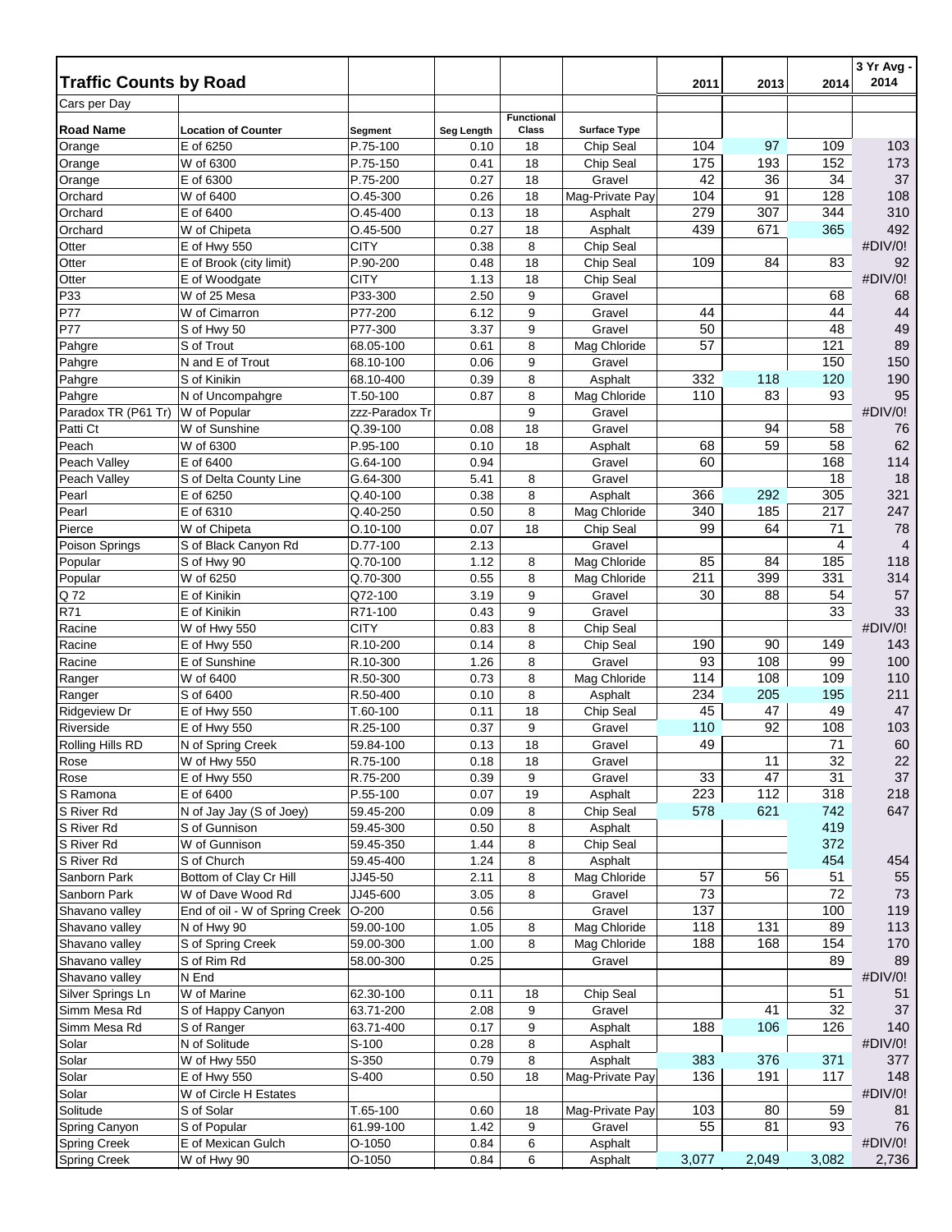| Traffic Counts by Road | | | | | | 2011 | 2013 | 2014 | 3 Yr Avg - 2014 |
|---|---|---|---|---|---|---|---|---|---|
| Cars per Day | | | | | | | | | |
| **Road Name** | **Location of Counter** | **Segment** | **Seg Length** | **Functional Class** | **Surface Type** | | | | |
| Orange | E of 6250 | P.75-100 | 0.10 | 18 | Chip Seal | 104 | 97 | 109 | 103 |
| Orange | W of 6300 | P.75-150 | 0.41 | 18 | Chip Seal | 175 | 193 | 152 | 173 |
| Orange | E of 6300 | P.75-200 | 0.27 | 18 | Gravel | 42 | 36 | 34 | 37 |
| Orchard | W of 6400 | O.45-300 | 0.26 | 18 | Mag-Private Pay | 104 | 91 | 128 | 108 |
| Orchard | E of 6400 | O.45-400 | 0.13 | 18 | Asphalt | 279 | 307 | 344 | 310 |
| Orchard | W of Chipeta | O.45-500 | 0.27 | 18 | Asphalt | 439 | 671 | 365 | 492 |
| Otter | E of Hwy 550 | CITY | 0.38 | 8 | Chip Seal | | | | #DIV/0! |
| Otter | E of Brook (city limit) | P.90-200 | 0.48 | 18 | Chip Seal | 109 | 84 | 83 | 92 |
| Otter | E of Woodgate | CITY | 1.13 | 18 | Chip Seal | | | | #DIV/0! |
| P33 | W of 25 Mesa | P33-300 | 2.50 | 9 | Gravel | | | 68 | 68 |
| P77 | W of Cimarron | P77-200 | 6.12 | 9 | Gravel | 44 | | 44 | 44 |
| P77 | S of Hwy 50 | P77-300 | 3.37 | 9 | Gravel | 50 | | 48 | 49 |
| Pahgre | S of Trout | 68.05-100 | 0.61 | 8 | Mag Chloride | 57 | | 121 | 89 |
| Pahgre | N and E of Trout | 68.10-100 | 0.06 | 9 | Gravel | | | 150 | 150 |
| Pahgre | S of Kinikin | 68.10-400 | 0.39 | 8 | Asphalt | 332 | 118 | 120 | 190 |
| Pahgre | N of Uncompahgre | T.50-100 | 0.87 | 8 | Mag Chloride | 110 | 83 | 93 | 95 |
| Paradox TR (P61 Tr) | W of Popular | zzz-Paradox Tr | | 9 | Gravel | | | | #DIV/0! |
| Patti Ct | W of Sunshine | Q.39-100 | 0.08 | 18 | Gravel | | 94 | 58 | 76 |
| Peach | W of 6300 | P.95-100 | 0.10 | 18 | Asphalt | 68 | 59 | 58 | 62 |
| Peach Valley | E of 6400 | G.64-100 | 0.94 | | Gravel | 60 | | 168 | 114 |
| Peach Valley | S of Delta County Line | G.64-300 | 5.41 | 8 | Gravel | | | 18 | 18 |
| Pearl | E of 6250 | Q.40-100 | 0.38 | 8 | Asphalt | 366 | 292 | 305 | 321 |
| Pearl | E of 6310 | Q.40-250 | 0.50 | 8 | Mag Chloride | 340 | 185 | 217 | 247 |
| Pierce | W of Chipeta | O.10-100 | 0.07 | 18 | Chip Seal | 99 | 64 | 71 | 78 |
| Poison Springs | S of Black Canyon Rd | D.77-100 | 2.13 | | Gravel | | | 4 | 4 |
| Popular | S of Hwy 90 | Q.70-100 | 1.12 | 8 | Mag Chloride | 85 | 84 | 185 | 118 |
| Popular | W of 6250 | Q.70-300 | 0.55 | 8 | Mag Chloride | 211 | 399 | 331 | 314 |
| Q 72 | E of Kinikin | Q72-100 | 3.19 | 9 | Gravel | 30 | 88 | 54 | 57 |
| R71 | E of Kinikin | R71-100 | 0.43 | 9 | Gravel | | | 33 | 33 |
| Racine | W of Hwy 550 | CITY | 0.83 | 8 | Chip Seal | | | | #DIV/0! |
| Racine | E of Hwy 550 | R.10-200 | 0.14 | 8 | Chip Seal | 190 | 90 | 149 | 143 |
| Racine | E of Sunshine | R.10-300 | 1.26 | 8 | Gravel | 93 | 108 | 99 | 100 |
| Ranger | W of 6400 | R.50-300 | 0.73 | 8 | Mag Chloride | 114 | 108 | 109 | 110 |
| Ranger | S of 6400 | R.50-400 | 0.10 | 8 | Asphalt | 234 | 205 | 195 | 211 |
| Ridgeview Dr | E of Hwy 550 | T.60-100 | 0.11 | 18 | Chip Seal | 45 | 47 | 49 | 47 |
| Riverside | E of Hwy 550 | R.25-100 | 0.37 | 9 | Gravel | 110 | 92 | 108 | 103 |
| Rolling Hills RD | N of Spring Creek | 59.84-100 | 0.13 | 18 | Gravel | 49 | | 71 | 60 |
| Rose | W of Hwy 550 | R.75-100 | 0.18 | 18 | Gravel | | 11 | 32 | 22 |
| Rose | E of Hwy 550 | R.75-200 | 0.39 | 9 | Gravel | 33 | 47 | 31 | 37 |
| S Ramona | E of 6400 | P.55-100 | 0.07 | 19 | Asphalt | 223 | 112 | 318 | 218 |
| S River Rd | N of Jay Jay (S of Joey) | 59.45-200 | 0.09 | 8 | Chip Seal | 578 | 621 | 742 | 647 |
| S River Rd | S of Gunnison | 59.45-300 | 0.50 | 8 | Asphalt | | | 419 | |
| S River Rd | W of Gunnison | 59.45-350 | 1.44 | 8 | Chip Seal | | | 372 | |
| S River Rd | S of Church | 59.45-400 | 1.24 | 8 | Asphalt | | | 454 | 454 |
| Sanborn Park | Bottom of Clay Cr Hill | JJ45-50 | 2.11 | 8 | Mag Chloride | 57 | 56 | 51 | 55 |
| Sanborn Park | W of Dave Wood Rd | JJ45-600 | 3.05 | 8 | Gravel | 73 | | 72 | 73 |
| Shavano valley | End of oil - W of Spring Creek | O-200 | 0.56 | | Gravel | 137 | | 100 | 119 |
| Shavano valley | N of Hwy 90 | 59.00-100 | 1.05 | 8 | Mag Chloride | 118 | 131 | 89 | 113 |
| Shavano valley | S of Spring Creek | 59.00-300 | 1.00 | 8 | Mag Chloride | 188 | 168 | 154 | 170 |
| Shavano valley | S of Rim Rd | 58.00-300 | 0.25 | | Gravel | | | 89 | 89 |
| Shavano valley | N End | | | | | | | | #DIV/0! |
| Silver Springs Ln | W of Marine | 62.30-100 | 0.11 | 18 | Chip Seal | | | 51 | 51 |
| Simm Mesa Rd | S of Happy Canyon | 63.71-200 | 2.08 | 9 | Gravel | | 41 | 32 | 37 |
| Simm Mesa Rd | S of Ranger | 63.71-400 | 0.17 | 9 | Asphalt | 188 | 106 | 126 | 140 |
| Solar | N of Solitude | S-100 | 0.28 | 8 | Asphalt | | | | #DIV/0! |
| Solar | W of Hwy 550 | S-350 | 0.79 | 8 | Asphalt | 383 | 376 | 371 | 377 |
| Solar | E of Hwy 550 | S-400 | 0.50 | 18 | Mag-Private Pay | 136 | 191 | 117 | 148 |
| Solar | W of Circle H Estates | | | | | | | | #DIV/0! |
| Solitude | S of Solar | T.65-100 | 0.60 | 18 | Mag-Private Pay | 103 | 80 | 59 | 81 |
| Spring Canyon | S of Popular | 61.99-100 | 1.42 | 9 | Gravel | 55 | 81 | 93 | 76 |
| Spring Creek | E of Mexican Gulch | O-1050 | 0.84 | 6 | Asphalt | | | | #DIV/0! |
| Spring Creek | W of Hwy 90 | O-1050 | 0.84 | 6 | Asphalt | 3,077 | 2,049 | 3,082 | 2,736 |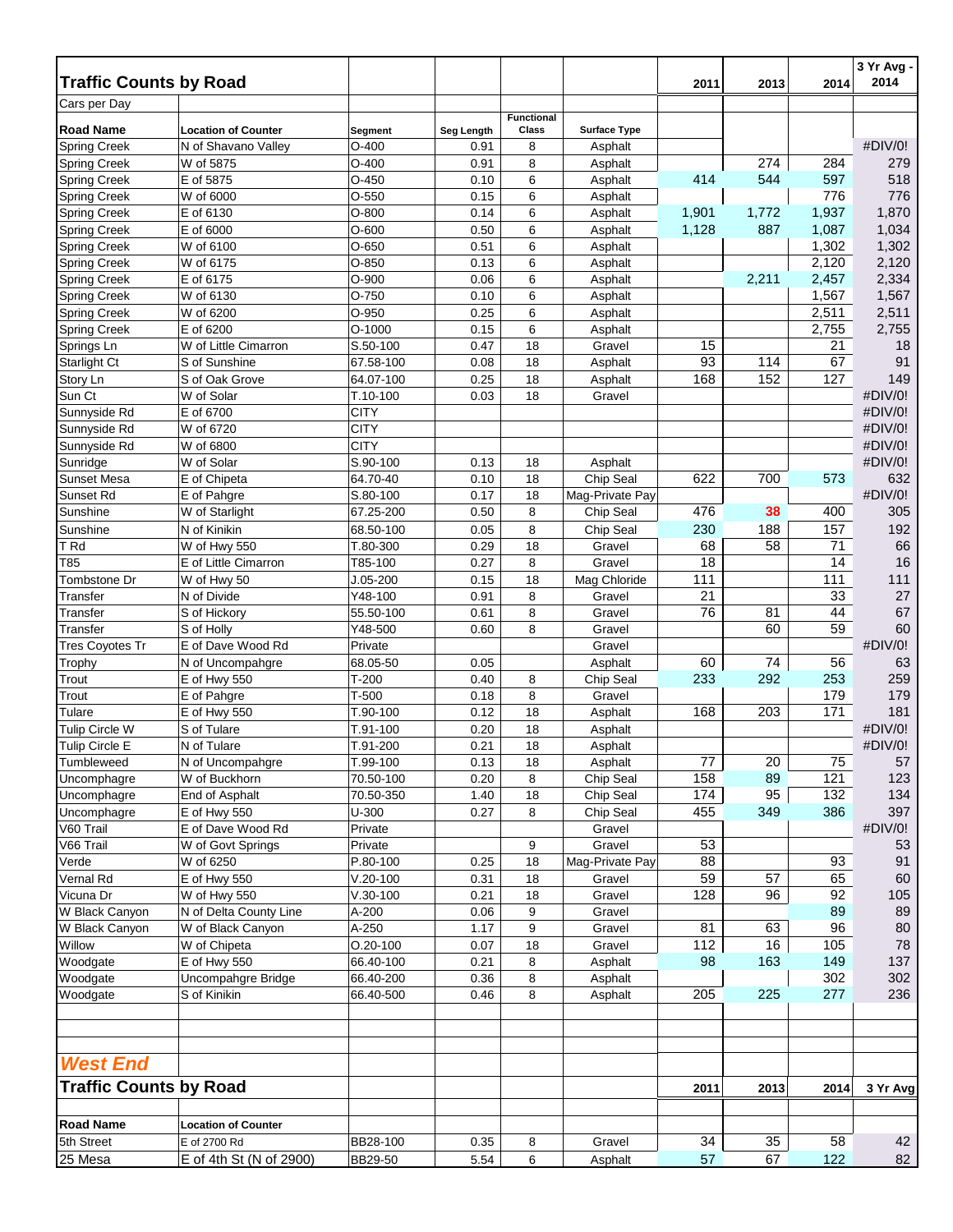## Traffic Counts by Road

Cars per Day

| Road Name | Location of Counter | Segment | Seg Length | Functional Class | Surface Type | 2011 | 2013 | 2014 | 3 Yr Avg - 2014 |
|---|---|---|---|---|---|---|---|---|---|
| Spring Creek | N of Shavano Valley | O-400 | 0.91 | 8 | Asphalt | | | | #DIV/0! |
| Spring Creek | W of 5875 | O-400 | 0.91 | 8 | Asphalt | | 274 | 284 | 279 |
| Spring Creek | E of 5875 | O-450 | 0.10 | 6 | Asphalt | 414 | 544 | 597 | 518 |
| Spring Creek | W of 6000 | O-550 | 0.15 | 6 | Asphalt | | | 776 | 776 |
| Spring Creek | E of 6130 | O-800 | 0.14 | 6 | Asphalt | 1,901 | 1,772 | 1,937 | 1,870 |
| Spring Creek | E of 6000 | O-600 | 0.50 | 6 | Asphalt | 1,128 | 887 | 1,087 | 1,034 |
| Spring Creek | W of 6100 | O-650 | 0.51 | 6 | Asphalt | | | 1,302 | 1,302 |
| Spring Creek | W of 6175 | O-850 | 0.13 | 6 | Asphalt | | | 2,120 | 2,120 |
| Spring Creek | E of 6175 | O-900 | 0.06 | 6 | Asphalt | | 2,211 | 2,457 | 2,334 |
| Spring Creek | W of 6130 | O-750 | 0.10 | 6 | Asphalt | | | 1,567 | 1,567 |
| Spring Creek | W of 6200 | O-950 | 0.25 | 6 | Asphalt | | | 2,511 | 2,511 |
| Spring Creek | E of 6200 | O-1000 | 0.15 | 6 | Asphalt | | | 2,755 | 2,755 |
| Springs Ln | W of Little Cimarron | S.50-100 | 0.47 | 18 | Gravel | 15 | | 21 | 18 |
| Starlight Ct | S of Sunshine | 67.58-100 | 0.08 | 18 | Asphalt | 93 | 114 | 67 | 91 |
| Story Ln | S of Oak Grove | 64.07-100 | 0.25 | 18 | Asphalt | 168 | 152 | 127 | 149 |
| Sun Ct | W of Solar | T.10-100 | 0.03 | 18 | Gravel | | | | #DIV/0! |
| Sunnyside Rd | E of 6700 | CITY | | | | | | | #DIV/0! |
| Sunnyside Rd | W of 6720 | CITY | | | | | | | #DIV/0! |
| Sunnyside Rd | W of 6800 | CITY | | | | | | | #DIV/0! |
| Sunridge | W of Solar | S.90-100 | 0.13 | 18 | Asphalt | | | | #DIV/0! |
| Sunset Mesa | E of Chipeta | 64.70-40 | 0.10 | 18 | Chip Seal | 622 | 700 | 573 | 632 |
| Sunset Rd | E of Pahgre | S.80-100 | 0.17 | 18 | Mag-Private Pay | | | | #DIV/0! |
| Sunshine | W of Starlight | 67.25-200 | 0.50 | 8 | Chip Seal | 476 | 38 | 400 | 305 |
| Sunshine | N of Kinikin | 68.50-100 | 0.05 | 8 | Chip Seal | 230 | 188 | 157 | 192 |
| T Rd | W of Hwy 550 | T.80-300 | 0.29 | 18 | Gravel | 68 | 58 | 71 | 66 |
| T85 | E of Little Cimarron | T85-100 | 0.27 | 8 | Gravel | 18 | | 14 | 16 |
| Tombstone Dr | W of Hwy 50 | J.05-200 | 0.15 | 18 | Mag Chloride | 111 | | 111 | 111 |
| Transfer | N of Divide | Y48-100 | 0.91 | 8 | Gravel | 21 | | 33 | 27 |
| Transfer | S of Hickory | 55.50-100 | 0.61 | 8 | Gravel | 76 | 81 | 44 | 67 |
| Transfer | S of Holly | Y48-500 | 0.60 | 8 | Gravel | | 60 | 59 | 60 |
| Tres Coyotes Tr | E of Dave Wood Rd | Private | | | Gravel | | | | #DIV/0! |
| Trophy | N of Uncompahgre | 68.05-50 | 0.05 | | Asphalt | 60 | 74 | 56 | 63 |
| Trout | E of Hwy 550 | T-200 | 0.40 | 8 | Chip Seal | 233 | 292 | 253 | 259 |
| Trout | E of Pahgre | T-500 | 0.18 | 8 | Gravel | | | 179 | 179 |
| Tulare | E of Hwy 550 | T.90-100 | 0.12 | 18 | Asphalt | 168 | 203 | 171 | 181 |
| Tulip Circle W | S of Tulare | T.91-100 | 0.20 | 18 | Asphalt | | | | #DIV/0! |
| Tulip Circle E | N of Tulare | T.91-200 | 0.21 | 18 | Asphalt | | | | #DIV/0! |
| Tumbleweed | N of Uncompahgre | T.99-100 | 0.13 | 18 | Asphalt | 77 | 20 | 75 | 57 |
| Uncomphagre | W of Buckhorn | 70.50-100 | 0.20 | 8 | Chip Seal | 158 | 89 | 121 | 123 |
| Uncomphagre | End of Asphalt | 70.50-350 | 1.40 | 18 | Chip Seal | 174 | 95 | 132 | 134 |
| Uncomphagre | E of Hwy 550 | U-300 | 0.27 | 8 | Chip Seal | 455 | 349 | 386 | 397 |
| V60 Trail | E of Dave Wood Rd | Private | | | Gravel | | | | #DIV/0! |
| V66 Trail | W of Govt Springs | Private | | 9 | Gravel | 53 | | | 53 |
| Verde | W of 6250 | P.80-100 | 0.25 | 18 | Mag-Private Pay | 88 | | 93 | 91 |
| Vernal Rd | E of Hwy 550 | V.20-100 | 0.31 | 18 | Gravel | 59 | 57 | 65 | 60 |
| Vicuna Dr | W of Hwy 550 | V.30-100 | 0.21 | 18 | Gravel | 128 | 96 | 92 | 105 |
| W Black Canyon | N of Delta County Line | A-200 | 0.06 | 9 | Gravel | | | 89 | 89 |
| W Black Canyon | W of Black Canyon | A-250 | 1.17 | 9 | Gravel | 81 | 63 | 96 | 80 |
| Willow | W of Chipeta | O.20-100 | 0.07 | 18 | Gravel | 112 | 16 | 105 | 78 |
| Woodgate | E of Hwy 550 | 66.40-100 | 0.21 | 8 | Asphalt | 98 | 163 | 149 | 137 |
| Woodgate | Uncompahgre Bridge | 66.40-200 | 0.36 | 8 | Asphalt | | | 302 | 302 |
| Woodgate | S of Kinikin | 66.40-500 | 0.46 | 8 | Asphalt | 205 | 225 | 277 | 236 |

## *West End*

## Traffic Counts by Road

| Road Name | Location of Counter | Segment | Seg Length | Functional Class | Surface Type | 2011 | 2013 | 2014 | 3 Yr Avg |
|---|---|---|---|---|---|---|---|---|---|
| 5th Street | E of 2700 Rd | BB28-100 | 0.35 | 8 | Gravel | 34 | 35 | 58 | 42 |
| 25 Mesa | E of 4th St (N of 2900) | BB29-50 | 5.54 | 6 | Asphalt | 57 | 67 | 122 | 82 |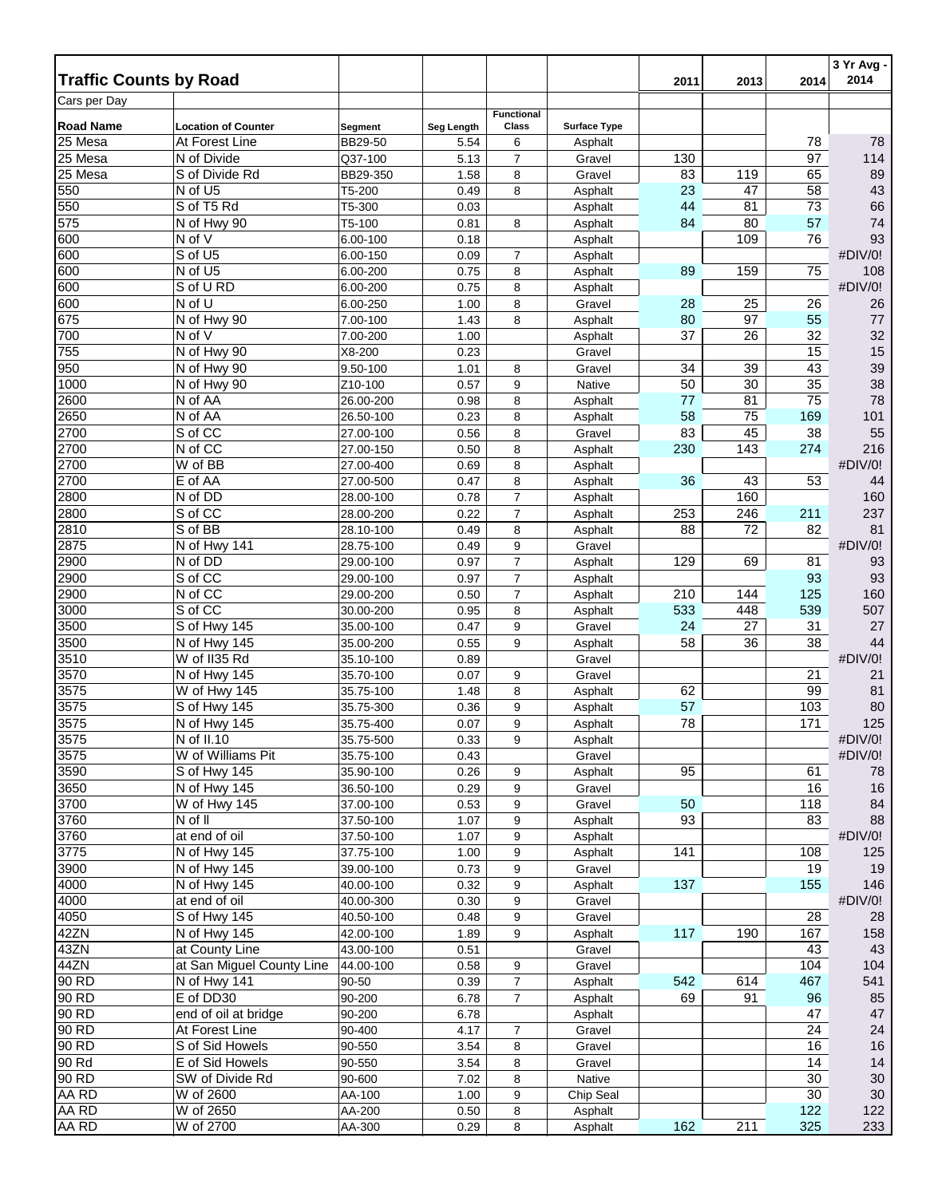| Traffic Counts by Road | | | | | | 2011 | 2013 | 2014 | 3 Yr Avg - 2014 |
|---|---|---|---|---|---|---|---|---|---|
| Cars per Day | | | | | | | | | |
| Road Name | Location of Counter | Segment | Seg Length | Functional Class | Surface Type | | | | |
| 25 Mesa | At Forest Line | BB29-50 | 5.54 | 6 | Asphalt | | | 78 | 78 |
| 25 Mesa | N of Divide | Q37-100 | 5.13 | 7 | Gravel | 130 | | 97 | 114 |
| 25 Mesa | S of Divide Rd | BB29-350 | 1.58 | 8 | Gravel | 83 | 119 | 65 | 89 |
| 550 | N of U5 | T5-200 | 0.49 | 8 | Asphalt | 23 | 47 | 58 | 43 |
| 550 | S of T5 Rd | T5-300 | 0.03 | | Asphalt | 44 | 81 | 73 | 66 |
| 575 | N of Hwy 90 | T5-100 | 0.81 | 8 | Asphalt | 84 | 80 | 57 | 74 |
| 600 | N of V | 6.00-100 | 0.18 | | Asphalt | | 109 | 76 | 93 |
| 600 | S of U5 | 6.00-150 | 0.09 | 7 | Asphalt | | | | #DIV/0! |
| 600 | N of U5 | 6.00-200 | 0.75 | 8 | Asphalt | 89 | 159 | 75 | 108 |
| 600 | S of U RD | 6.00-200 | 0.75 | 8 | Asphalt | | | | #DIV/0! |
| 600 | N of U | 6.00-250 | 1.00 | 8 | Gravel | 28 | 25 | 26 | 26 |
| 675 | N of Hwy 90 | 7.00-100 | 1.43 | 8 | Asphalt | 80 | 97 | 55 | 77 |
| 700 | N of V | 7.00-200 | 1.00 | | Asphalt | 37 | 26 | 32 | 32 |
| 755 | N of Hwy 90 | X8-200 | 0.23 | | Gravel | | | 15 | 15 |
| 950 | N of Hwy 90 | 9.50-100 | 1.01 | 8 | Gravel | 34 | 39 | 43 | 39 |
| 1000 | N of Hwy 90 | Z10-100 | 0.57 | 9 | Native | 50 | 30 | 35 | 38 |
| 2600 | N of AA | 26.00-200 | 0.98 | 8 | Asphalt | 77 | 81 | 75 | 78 |
| 2650 | N of AA | 26.50-100 | 0.23 | 8 | Asphalt | 58 | 75 | 169 | 101 |
| 2700 | S of CC | 27.00-100 | 0.56 | 8 | Gravel | 83 | 45 | 38 | 55 |
| 2700 | N of CC | 27.00-150 | 0.50 | 8 | Asphalt | 230 | 143 | 274 | 216 |
| 2700 | W of BB | 27.00-400 | 0.69 | 8 | Asphalt | | | | #DIV/0! |
| 2700 | E of AA | 27.00-500 | 0.47 | 8 | Asphalt | 36 | 43 | 53 | 44 |
| 2800 | N of DD | 28.00-100 | 0.78 | 7 | Asphalt | | 160 | | 160 |
| 2800 | S of CC | 28.00-200 | 0.22 | 7 | Asphalt | 253 | 246 | 211 | 237 |
| 2810 | S of BB | 28.10-100 | 0.49 | 8 | Asphalt | 88 | 72 | 82 | 81 |
| 2875 | N of Hwy 141 | 28.75-100 | 0.49 | 9 | Gravel | | | | #DIV/0! |
| 2900 | N of DD | 29.00-100 | 0.97 | 7 | Asphalt | 129 | 69 | 81 | 93 |
| 2900 | S of CC | 29.00-100 | 0.97 | 7 | Asphalt | | | 93 | 93 |
| 2900 | N of CC | 29.00-200 | 0.50 | 7 | Asphalt | 210 | 144 | 125 | 160 |
| 3000 | S of CC | 30.00-200 | 0.95 | 8 | Asphalt | 533 | 448 | 539 | 507 |
| 3500 | S of Hwy 145 | 35.00-100 | 0.47 | 9 | Gravel | 24 | 27 | 31 | 27 |
| 3500 | N of Hwy 145 | 35.00-200 | 0.55 | 9 | Asphalt | 58 | 36 | 38 | 44 |
| 3510 | W of II35 Rd | 35.10-100 | 0.89 | | Gravel | | | | #DIV/0! |
| 3570 | N of Hwy 145 | 35.70-100 | 0.07 | 9 | Gravel | | | 21 | 21 |
| 3575 | W of Hwy 145 | 35.75-100 | 1.48 | 8 | Asphalt | 62 | | 99 | 81 |
| 3575 | S of Hwy 145 | 35.75-300 | 0.36 | 9 | Asphalt | 57 | | 103 | 80 |
| 3575 | N of Hwy 145 | 35.75-400 | 0.07 | 9 | Native | 78 | | 171 | 125 |
| 3575 | N of II.10 | 35.75-500 | 0.33 | 9 | Asphalt | | | | #DIV/0! |
| 3575 | W of Williams Pit | 35.75-100 | 0.43 | | Gravel | | | | #DIV/0! |
| 3590 | S of Hwy 145 | 35.90-100 | 0.26 | 9 | Asphalt | 95 | | 61 | 78 |
| 3650 | N of Hwy 145 | 36.50-100 | 0.29 | 9 | Gravel | | | 16 | 16 |
| 3700 | W of Hwy 145 | 37.00-100 | 0.53 | 9 | Gravel | 50 | | 118 | 84 |
| 3760 | N of ll | 37.50-100 | 1.07 | 9 | Asphalt | 93 | | 83 | 88 |
| 3760 | at end of oil | 37.50-100 | 1.07 | 9 | Asphalt | | | | #DIV/0! |
| 3775 | N of Hwy 145 | 37.75-100 | 1.00 | 9 | Asphalt | 141 | | 108 | 125 |
| 3900 | N of Hwy 145 | 39.00-100 | 0.73 | 9 | Gravel | | | 19 | 19 |
| 4000 | N of Hwy 145 | 40.00-100 | 0.32 | 9 | Asphalt | 137 | | 155 | 146 |
| 4000 | at end of oil | 40.00-300 | 0.30 | 9 | Gravel | | | | #DIV/0! |
| 4050 | S of Hwy 145 | 40.50-100 | 0.48 | 9 | Gravel | | | 28 | 28 |
| 42ZN | N of Hwy 145 | 42.00-100 | 1.89 | 9 | Asphalt | 117 | 190 | 167 | 158 |
| 43ZN | at County Line | 43.00-100 | 0.51 | | Gravel | | | 43 | 43 |
| 44ZN | at San Miguel County Line | 44.00-100 | 0.58 | 9 | Gravel | | | 104 | 104 |
| 90 RD | N of Hwy 141 | 90-50 | 0.39 | 7 | Asphalt | 542 | 614 | 467 | 541 |
| 90 RD | E of DD30 | 90-200 | 6.78 | 7 | Asphalt | 69 | 91 | 96 | 85 |
| 90 RD | end of oil at bridge | 90-200 | 6.78 | | Asphalt | | | 47 | 47 |
| 90 RD | At Forest Line | 90-400 | 4.17 | 7 | Gravel | | | 24 | 24 |
| 90 RD | S of Sid Howels | 90-550 | 3.54 | 8 | Gravel | | | 16 | 16 |
| 90 Rd | E of Sid Howels | 90-550 | 3.54 | 8 | Gravel | | | 14 | 14 |
| 90 RD | SW of Divide Rd | 90-600 | 7.02 | 8 | Native | | | 30 | 30 |
| AA RD | W of 2600 | AA-100 | 1.00 | 9 | Chip Seal | | | 30 | 30 |
| AA RD | W of 2650 | AA-200 | 0.50 | 8 | Asphalt | | | 122 | 122 |
| AA RD | W of 2700 | AA-300 | 0.29 | 8 | Asphalt | 162 | 211 | 325 | 233 |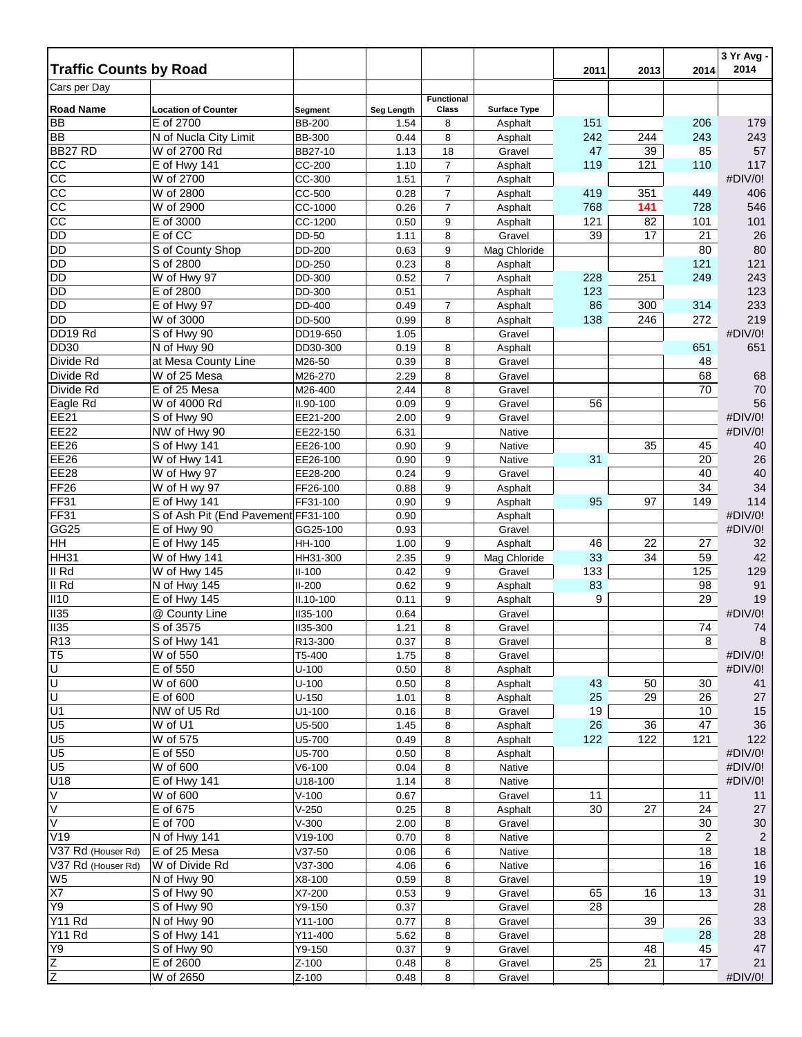## Traffic Counts by Road

| Road Name | Location of Counter | Segment | Seg Length | Functional Class | Surface Type | 2011 | 2013 | 2014 | 3 Yr Avg - 2014 |
|---|---|---|---|---|---|---|---|---|---|
| Cars per Day | | | | | | | | | |
| BB | E of 2700 | BB-200 | 1.54 | 8 | Asphalt | 151 | | 206 | 179 |
| BB | N of Nucla City Limit | BB-300 | 0.44 | 8 | Asphalt | 242 | 244 | 243 | 243 |
| BB27 RD | W of 2700 Rd | BB27-10 | 1.13 | 18 | Gravel | 47 | 39 | 85 | 57 |
| CC | E of Hwy 141 | CC-200 | 1.10 | 7 | Asphalt | 119 | 121 | 110 | 117 |
| CC | W of 2700 | CC-300 | 1.51 | 7 | Asphalt | | | | #DIV/0! |
| CC | W of 2800 | CC-500 | 0.28 | 7 | Asphalt | 419 | 351 | 449 | 406 |
| CC | W of 2900 | CC-1000 | 0.26 | 7 | Asphalt | 768 | 141 | 728 | 546 |
| CC | E of 3000 | CC-1200 | 0.50 | 9 | Asphalt | 121 | 82 | 101 | 101 |
| DD | E of CC | DD-50 | 1.11 | 8 | Gravel | 39 | 17 | 21 | 26 |
| DD | S of County Shop | DD-200 | 0.63 | 9 | Mag Chloride | | | 80 | 80 |
| DD | S of 2800 | DD-250 | 0.23 | 8 | Asphalt | | | 121 | 121 |
| DD | W of Hwy 97 | DD-300 | 0.52 | 7 | Asphalt | 228 | 251 | 249 | 243 |
| DD | E of 2800 | DD-300 | 0.51 | | Asphalt | 123 | | | 123 |
| DD | E of Hwy 97 | DD-400 | 0.49 | 7 | Asphalt | 86 | 300 | 314 | 233 |
| DD | W of 3000 | DD-500 | 0.99 | 8 | Asphalt | 138 | 246 | 272 | 219 |
| DD19 Rd | S of Hwy 90 | DD19-650 | 1.05 | | Gravel | | | | #DIV/0! |
| DD30 | N of Hwy 90 | DD30-300 | 0.19 | 8 | Asphalt | | | 651 | 651 |
| Divide Rd | at Mesa County Line | M26-50 | 0.39 | 8 | Gravel | | | 48 | |
| Divide Rd | W of 25 Mesa | M26-270 | 2.29 | 8 | Gravel | | | 68 | 68 |
| Divide Rd | E of 25 Mesa | M26-400 | 2.44 | 8 | Gravel | | | 70 | 70 |
| Eagle Rd | W of 4000 Rd | II.90-100 | 0.09 | 9 | Gravel | 56 | | | 56 |
| EE21 | S of Hwy 90 | EE21-200 | 2.00 | 9 | Gravel | | | | #DIV/0! |
| EE22 | NW of Hwy 90 | EE22-150 | 6.31 | | Native | | | | #DIV/0! |
| EE26 | S of Hwy 141 | EE26-100 | 0.90 | 9 | Native | | 35 | 45 | 40 |
| EE26 | W of Hwy 141 | EE26-100 | 0.90 | 9 | Native | 31 | | 20 | 26 |
| EE28 | W of Hwy 97 | EE28-200 | 0.24 | 9 | Gravel | | | 40 | 40 |
| FF26 | W of H wy 97 | FF26-100 | 0.88 | 9 | Asphalt | | | 34 | 34 |
| FF31 | E of Hwy 141 | FF31-100 | 0.90 | 9 | Asphalt | 95 | 97 | 149 | 114 |
| FF31 | S of Ash Pit (End Pavement | FF31-100 | 0.90 | | Asphalt | | | | #DIV/0! |
| GG25 | E of Hwy 90 | GG25-100 | 0.93 | | Gravel | | | | #DIV/0! |
| HH | E of Hwy 145 | HH-100 | 1.00 | 9 | Asphalt | 46 | 22 | 27 | 32 |
| HH31 | W of Hwy 141 | HH31-300 | 2.35 | 9 | Mag Chloride | 33 | 34 | 59 | 42 |
| II Rd | W of Hwy 145 | II-100 | 0.42 | 9 | Gravel | 133 | | 125 | 129 |
| II Rd | N of Hwy 145 | II-200 | 0.62 | 9 | Asphalt | 83 | | 98 | 91 |
| II10 | E of Hwy 145 | II.10-100 | 0.11 | 9 | Asphalt | 9 | | 29 | 19 |
| II35 | @ County Line | II35-100 | 0.64 | | Gravel | | | | #DIV/0! |
| II35 | S of 3575 | II35-300 | 1.21 | 8 | Gravel | | | 74 | 74 |
| R13 | S of Hwy 141 | R13-300 | 0.37 | 8 | Gravel | | | 8 | 8 |
| T5 | W of 550 | T5-400 | 1.75 | 8 | Gravel | | | | #DIV/0! |
| U | E of 550 | U-100 | 0.50 | 8 | Asphalt | | | | #DIV/0! |
| U | W of 600 | U-100 | 0.50 | 8 | Asphalt | 43 | 50 | 30 | 41 |
| U | E of 600 | U-150 | 1.01 | 8 | Asphalt | 25 | 29 | 26 | 27 |
| U1 | NW of U5 Rd | U1-100 | 0.16 | 8 | Gravel | 19 | | 10 | 15 |
| U5 | W of U1 | U5-500 | 1.45 | 8 | Asphalt | 26 | 36 | 47 | 36 |
| U5 | W of 575 | U5-700 | 0.49 | 8 | Asphalt | 122 | 122 | 121 | 122 |
| U5 | E of 550 | U5-700 | 0.50 | 8 | Asphalt | | | | #DIV/0! |
| U5 | W of 600 | V6-100 | 0.04 | 8 | Native | | | | #DIV/0! |
| U18 | E of Hwy 141 | U18-100 | 1.14 | 8 | Native | | | | #DIV/0! |
| V | W of 600 | V-100 | 0.67 | | Gravel | 11 | | 11 | 11 |
| V | E of 675 | V-250 | 0.25 | 8 | Asphalt | 30 | 27 | 24 | 27 |
| V | E of 700 | V-300 | 2.00 | 8 | Gravel | | | 30 | 30 |
| V19 | N of Hwy 141 | V19-100 | 0.70 | 8 | Native | | | 2 | 2 |
| V37 Rd (Houser Rd) | E of 25 Mesa | V37-50 | 0.06 | 6 | Native | | | 18 | 18 |
| V37 Rd (Houser Rd) | W of Divide Rd | V37-300 | 4.06 | 6 | Native | | | 16 | 16 |
| W5 | N of Hwy 90 | X8-100 | 0.59 | 8 | Gravel | | | 19 | 19 |
| X7 | S of Hwy 90 | X7-200 | 0.53 | 9 | Gravel | 65 | 16 | 13 | 31 |
| Y9 | S of Hwy 90 | Y9-150 | 0.37 | | Gravel | 28 | | | 28 |
| Y11 Rd | N of Hwy 90 | Y11-100 | 0.77 | 8 | Gravel | | 39 | 26 | 33 |
| Y11 Rd | S of Hwy 141 | Y11-400 | 5.62 | 8 | Gravel | | | 28 | 28 |
| Y9 | S of Hwy 90 | Y9-150 | 0.37 | 9 | Gravel | | 48 | 45 | 47 |
| Z | E of 2600 | Z-100 | 0.48 | 8 | Gravel | 25 | 21 | 17 | 21 |
| Z | W of 2650 | Z-100 | 0.48 | 8 | Gravel | | | | #DIV/0! |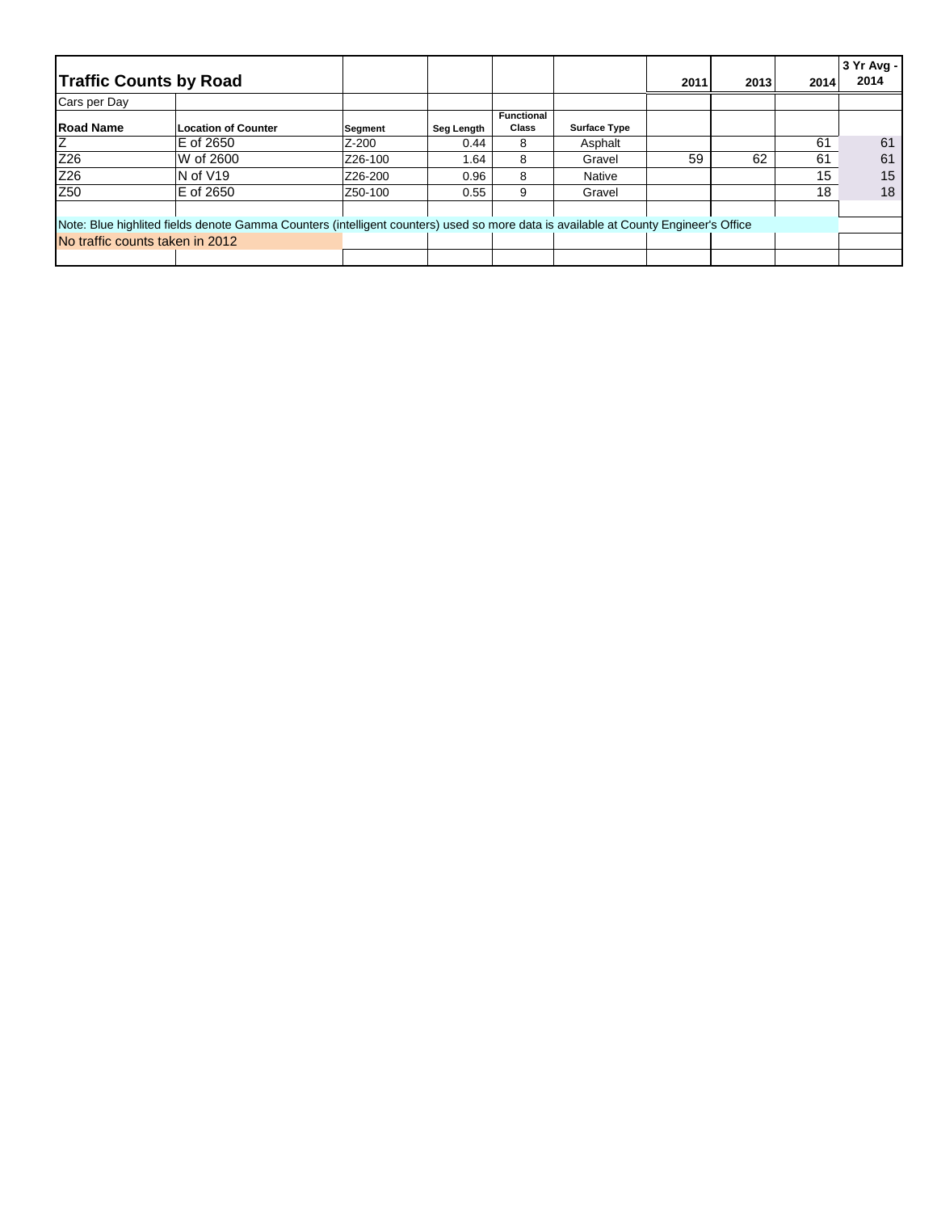| Traffic Counts by Road | | | | | | 2011 | 2013 | 2014 | 3 Yr Avg - 2014 |
|---|---|---|---|---|---|---|---|---|---|
| Cars per Day | | | | | | | | | |
| **Road Name** | **Location of Counter** | **Segment** | **Seg Length** | **Functional Class** | **Surface Type** | | | | |
| Z | E of 2650 | Z-200 | 0.44 | 8 | Asphalt | | | 61 | 61 |
| Z26 | W of 2600 | Z26-100 | 1.64 | 8 | Gravel | 59 | 62 | 61 | 61 |
| Z26 | N of V19 | Z26-200 | 0.96 | 8 | Native | | | 15 | 15 |
| Z50 | E of 2650 | Z50-100 | 0.55 | 9 | Gravel | | | 18 | 18 |

Note: Blue highlited fields denote Gamma Counters (intelligent counters) used so more data is available at County Engineer's Office

No traffic counts taken in 2012